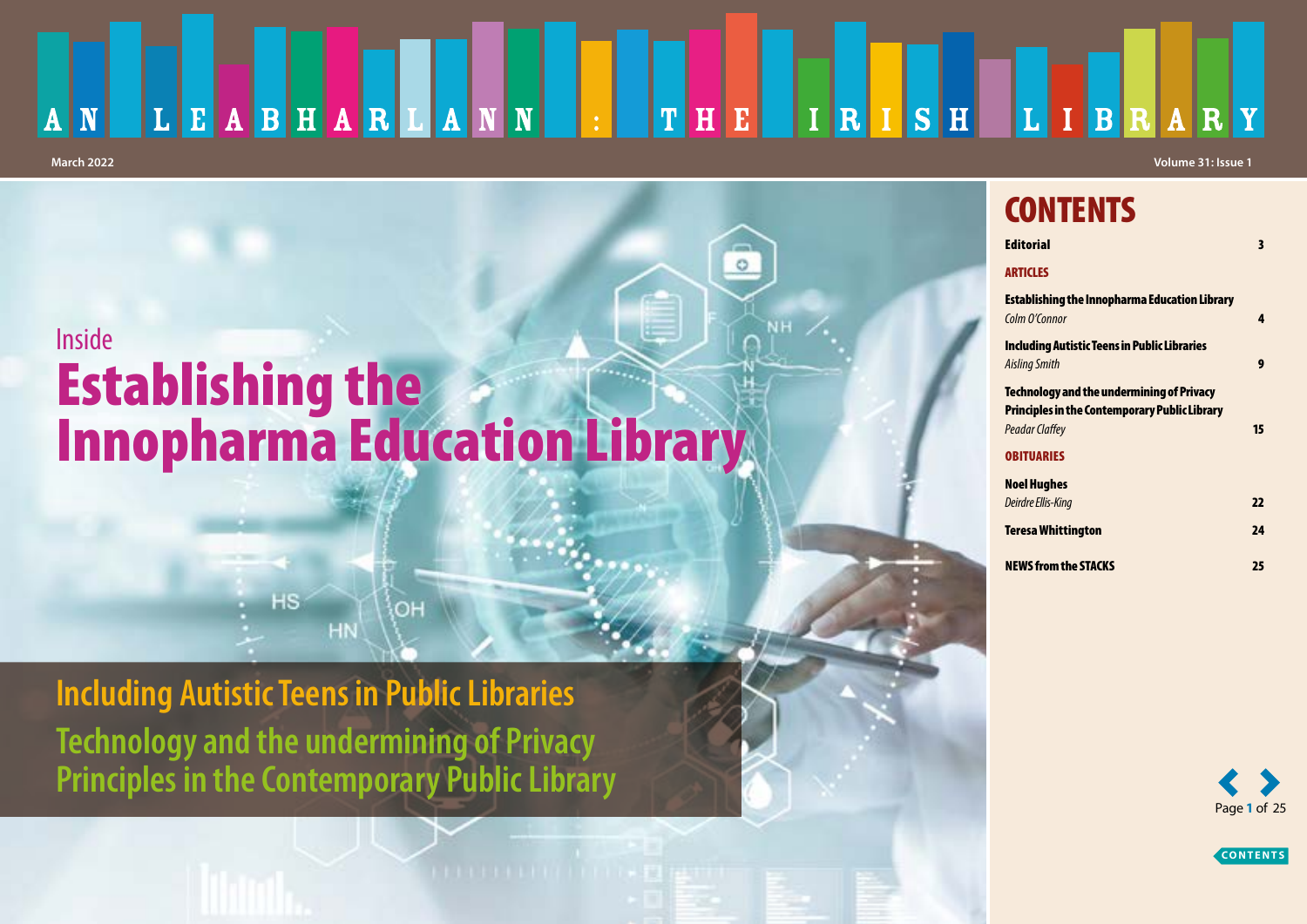# AN LEABHARLANN : THE IRISH LIBRARY

March 2022

Volume 31: Issue 1

Inside

## Establishing the Innopharma Education Library

### Including Autistic Teens in Public Libraries

### Technology and the undermining of Privacy Principles in the Contemporary Public Library

## CONTENTS

| | |
|---|---|
| **Editorial** | 3 |
| **ARTICLES** | |
| **Establishing the Innopharma Education Library** *Colm O'Connor* | 4 |
| **Including Autistic Teens in Public Libraries** *Aisling Smith* | 9 |
| **Technology and the undermining of Privacy Principles in the Contemporary Public Library** *Peadar Claffey* | 15 |
| **OBITUARIES** | |
| **Noel Hughes** *Deirdre Ellis-King* | 22 |
| **Teresa Whittington** | 24 |
| **NEWS from the STACKS** | 25 |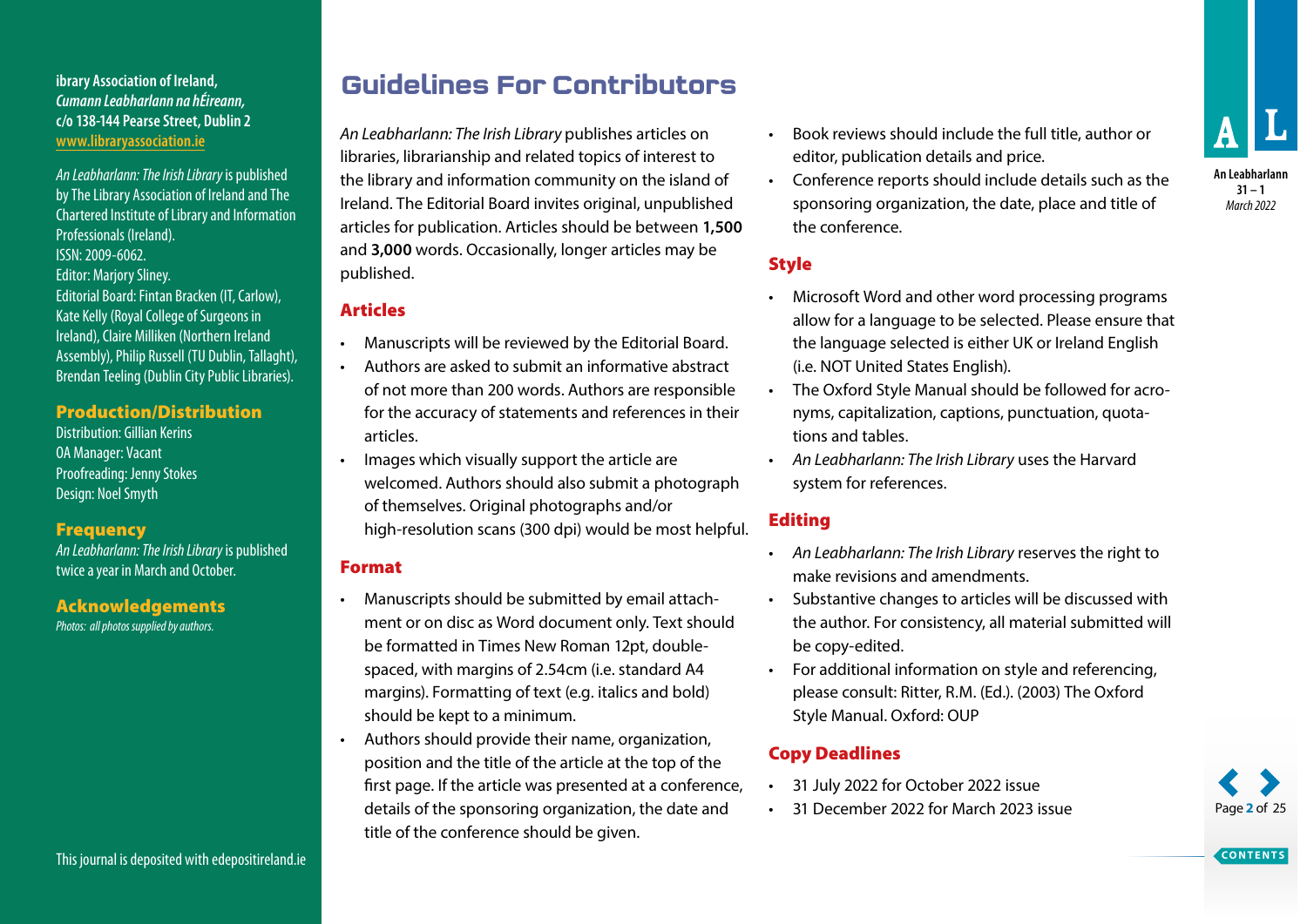ibrary Association of Ireland,
*Cumann Leabharlann na hÉireann,*
c/o 138-144 Pearse Street, Dublin 2
www.libraryassociation.ie

*An Leabharlann: The Irish Library* is published by The Library Association of Ireland and The Chartered Institute of Library and Information Professionals (Ireland).
ISSN: 2009-6062.
Editor: Marjory Sliney.
Editorial Board: Fintan Bracken (IT, Carlow), Kate Kelly (Royal College of Surgeons in Ireland), Claire Milliken (Northern Ireland Assembly), Philip Russell (TU Dublin, Tallaght), Brendan Teeling (Dublin City Public Libraries).

## Production/Distribution

Distribution: Gillian Kerins
OA Manager: Vacant
Proofreading: Jenny Stokes
Design: Noel Smyth

## Frequency

*An Leabharlann: The Irish Library* is published twice a year in March and October.

## Acknowledgements

*Photos: all photos supplied by authors.*

This journal is deposited with edepositireland.ie

# Guidelines For Contributors

*An Leabharlann: The Irish Library* publishes articles on libraries, librarianship and related topics of interest to the library and information community on the island of Ireland. The Editorial Board invites original, unpublished articles for publication. Articles should be between **1,500** and **3,000** words. Occasionally, longer articles may be published.

## Articles

- Manuscripts will be reviewed by the Editorial Board.
- Authors are asked to submit an informative abstract of not more than 200 words. Authors are responsible for the accuracy of statements and references in their articles.
- Images which visually support the article are welcomed. Authors should also submit a photograph of themselves. Original photographs and/or high-resolution scans (300 dpi) would be most helpful.

## Format

- Manuscripts should be submitted by email attachment or on disc as Word document only. Text should be formatted in Times New Roman 12pt, double-spaced, with margins of 2.54cm (i.e. standard A4 margins). Formatting of text (e.g. italics and bold) should be kept to a minimum.
- Authors should provide their name, organization, position and the title of the article at the top of the first page. If the article was presented at a conference, details of the sponsoring organization, the date and title of the conference should be given.
- Book reviews should include the full title, author or editor, publication details and price.
- Conference reports should include details such as the sponsoring organization, the date, place and title of the conference.

## Style

- Microsoft Word and other word processing programs allow for a language to be selected. Please ensure that the language selected is either UK or Ireland English (i.e. NOT United States English).
- The Oxford Style Manual should be followed for acronyms, capitalization, captions, punctuation, quotations and tables.
- *An Leabharlann: The Irish Library* uses the Harvard system for references.

## Editing

- *An Leabharlann: The Irish Library* reserves the right to make revisions and amendments.
- Substantive changes to articles will be discussed with the author. For consistency, all material submitted will be copy-edited.
- For additional information on style and referencing, please consult: Ritter, R.M. (Ed.). (2003) The Oxford Style Manual. Oxford: OUP

## Copy Deadlines

- 31 July 2022 for October 2022 issue
- 31 December 2022 for March 2023 issue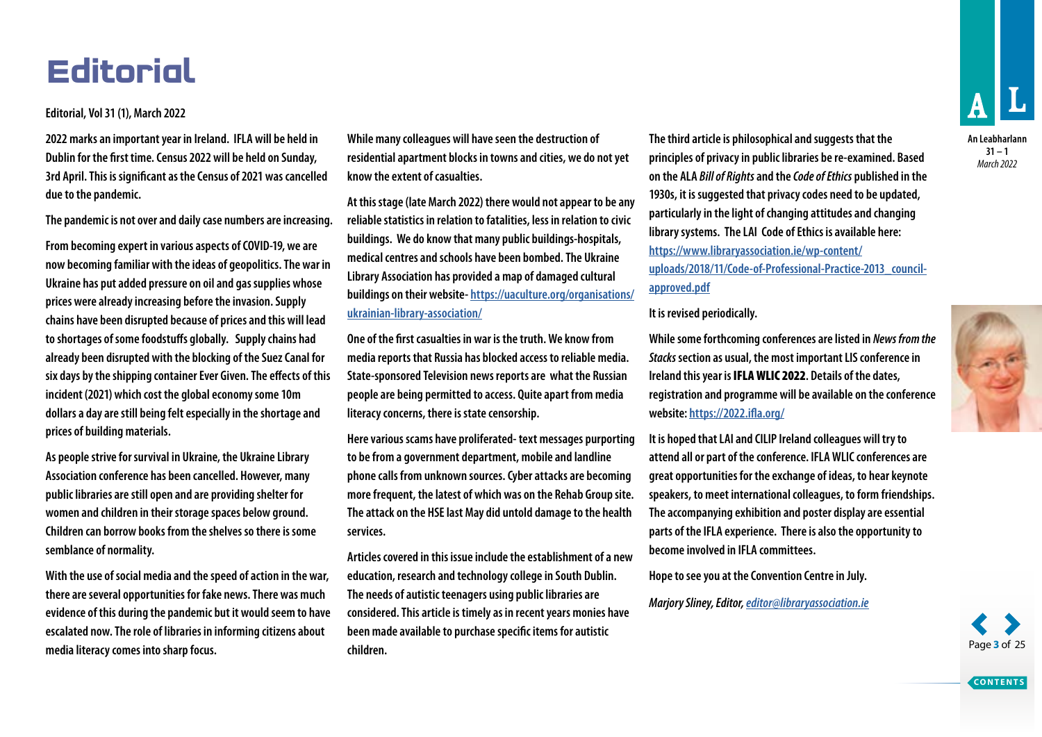# Editorial

Editorial, Vol 31 (1), March 2022

2022 marks an important year in Ireland. IFLA will be held in Dublin for the first time. Census 2022 will be held on Sunday, 3rd April. This is significant as the Census of 2021 was cancelled due to the pandemic.

The pandemic is not over and daily case numbers are increasing.

From becoming expert in various aspects of COVID-19, we are now becoming familiar with the ideas of geopolitics. The war in Ukraine has put added pressure on oil and gas supplies whose prices were already increasing before the invasion. Supply chains have been disrupted because of prices and this will lead to shortages of some foodstuffs globally. Supply chains had already been disrupted with the blocking of the Suez Canal for six days by the shipping container Ever Given. The effects of this incident (2021) which cost the global economy some 10m dollars a day are still being felt especially in the shortage and prices of building materials.

As people strive for survival in Ukraine, the Ukraine Library Association conference has been cancelled. However, many public libraries are still open and are providing shelter for women and children in their storage spaces below ground. Children can borrow books from the shelves so there is some semblance of normality.

With the use of social media and the speed of action in the war, there are several opportunities for fake news. There was much evidence of this during the pandemic but it would seem to have escalated now. The role of libraries in informing citizens about media literacy comes into sharp focus.

While many colleagues will have seen the destruction of residential apartment blocks in towns and cities, we do not yet know the extent of casualties.

At this stage (late March 2022) there would not appear to be any reliable statistics in relation to fatalities, less in relation to civic buildings. We do know that many public buildings-hospitals, medical centres and schools have been bombed. The Ukraine Library Association has provided a map of damaged cultural buildings on their website- [https://uaculture.org/organisations/ukrainian-library-association/](https://uaculture.org/organisations/ukrainian-library-association/)

One of the first casualties in war is the truth. We know from media reports that Russia has blocked access to reliable media. State-sponsored Television news reports are what the Russian people are being permitted to access. Quite apart from media literacy concerns, there is state censorship.

Here various scams have proliferated- text messages purporting to be from a government department, mobile and landline phone calls from unknown sources. Cyber attacks are becoming more frequent, the latest of which was on the Rehab Group site. The attack on the HSE last May did untold damage to the health services.

Articles covered in this issue include the establishment of a new education, research and technology college in South Dublin. The needs of autistic teenagers using public libraries are considered. This article is timely as in recent years monies have been made available to purchase specific items for autistic children.

The third article is philosophical and suggests that the principles of privacy in public libraries be re-examined. Based on the ALA *Bill of Rights* and the *Code of Ethics* published in the 1930s, it is suggested that privacy codes need to be updated, particularly in the light of changing attitudes and changing library systems. The LAI Code of Ethics is available here: [https://www.libraryassociation.ie/wp-content/uploads/2018/11/Code-of-Professional-Practice-2013_council-approved.pdf](https://www.libraryassociation.ie/wp-content/uploads/2018/11/Code-of-Professional-Practice-2013_council-approved.pdf)

It is revised periodically.

While some forthcoming conferences are listed in *News from the Stacks* section as usual, the most important LIS conference in Ireland this year is **IFLA WLIC 2022**. Details of the dates, registration and programme will be available on the conference website: [https://2022.ifla.org/](https://2022.ifla.org/)

It is hoped that LAI and CILIP Ireland colleagues will try to attend all or part of the conference. IFLA WLIC conferences are great opportunities for the exchange of ideas, to hear keynote speakers, to meet international colleagues, to form friendships. The accompanying exhibition and poster display are essential parts of the IFLA experience. There is also the opportunity to become involved in IFLA committees.

Hope to see you at the Convention Centre in July.

*Marjory Sliney, Editor, [editor@libraryassociation.ie](mailto:editor@libraryassociation.ie)*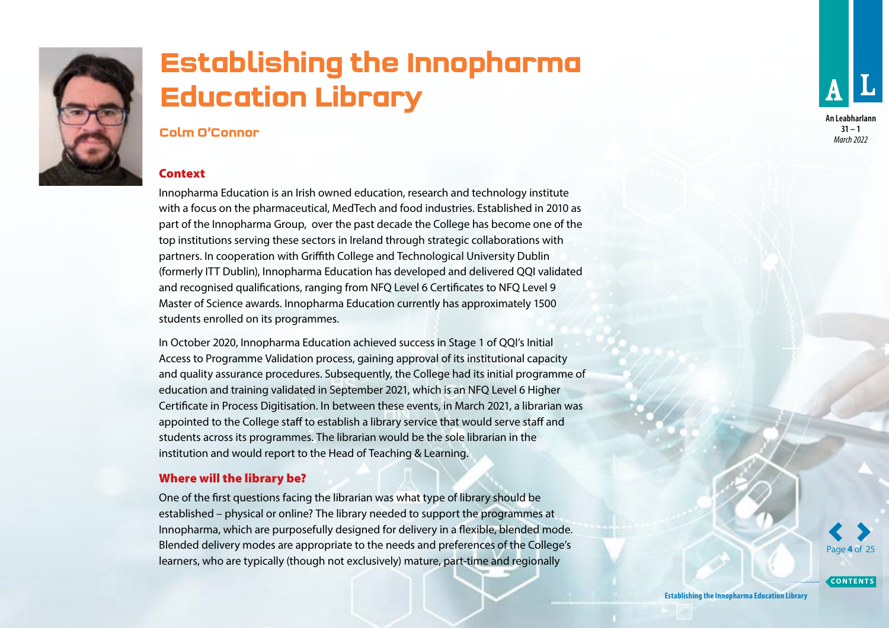# Establishing the Innopharma Education Library

## Colm O'Connor

### Context

Innopharma Education is an Irish owned education, research and technology institute with a focus on the pharmaceutical, MedTech and food industries. Established in 2010 as part of the Innopharma Group, over the past decade the College has become one of the top institutions serving these sectors in Ireland through strategic collaborations with partners. In cooperation with Griffith College and Technological University Dublin (formerly ITT Dublin), Innopharma Education has developed and delivered QQI validated and recognised qualifications, ranging from NFQ Level 6 Certificates to NFQ Level 9 Master of Science awards. Innopharma Education currently has approximately 1500 students enrolled on its programmes.

In October 2020, Innopharma Education achieved success in Stage 1 of QQI's Initial Access to Programme Validation process, gaining approval of its institutional capacity and quality assurance procedures. Subsequently, the College had its initial programme of education and training validated in September 2021, which is an NFQ Level 6 Higher Certificate in Process Digitisation. In between these events, in March 2021, a librarian was appointed to the College staff to establish a library service that would serve staff and students across its programmes. The librarian would be the sole librarian in the institution and would report to the Head of Teaching & Learning.

### Where will the library be?

One of the first questions facing the librarian was what type of library should be established – physical or online? The library needed to support the programmes at Innopharma, which are purposefully designed for delivery in a flexible, blended mode. Blended delivery modes are appropriate to the needs and preferences of the College's learners, who are typically (though not exclusively) mature, part-time and regionally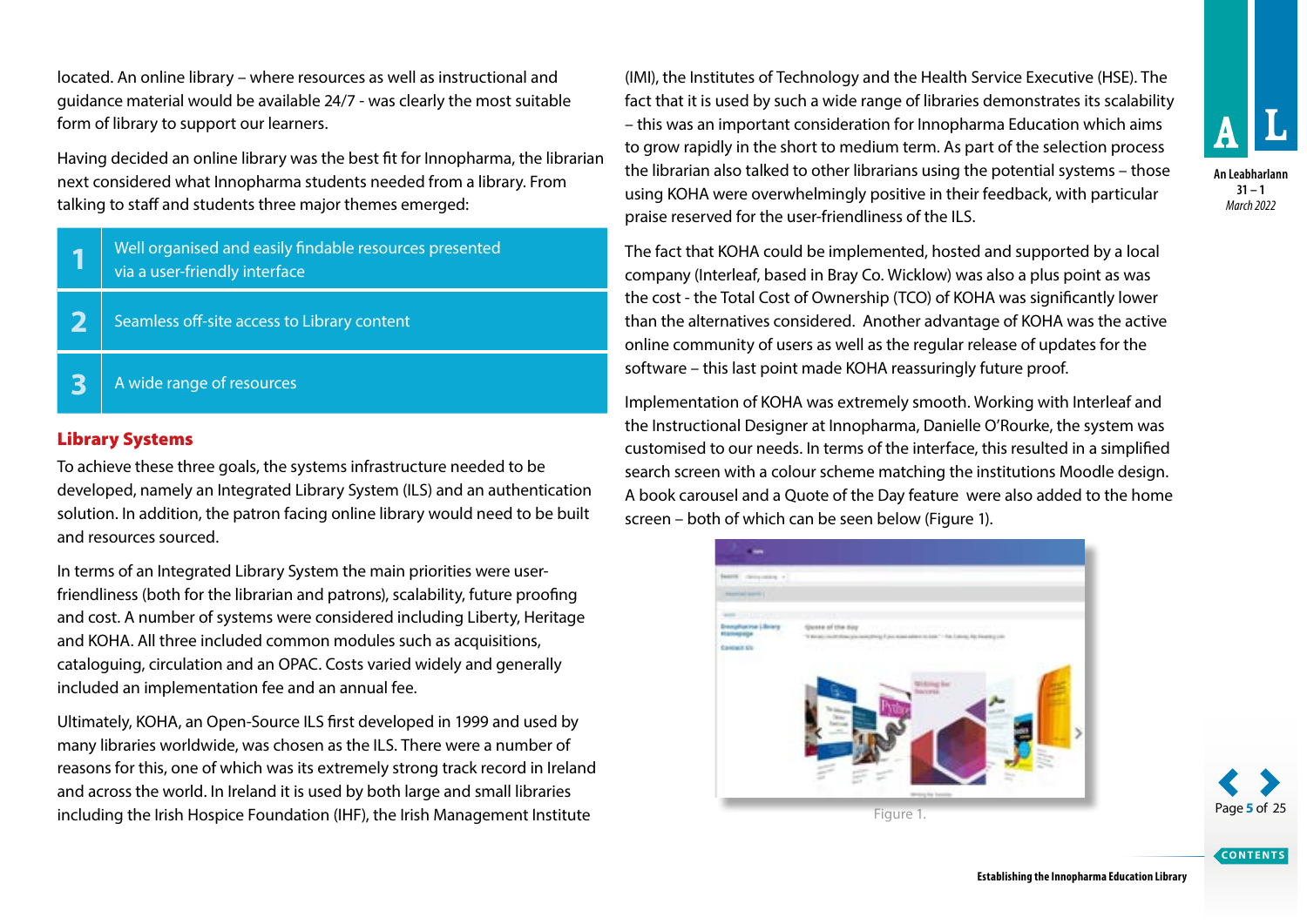located. An online library – where resources as well as instructional and guidance material would be available 24/7 - was clearly the most suitable form of library to support our learners.

Having decided an online library was the best fit for Innopharma, the librarian next considered what Innopharma students needed from a library. From talking to staff and students three major themes emerged:

| | |
|---|---|
| 1 | Well organised and easily findable resources presented via a user-friendly interface |
| 2 | Seamless off-site access to Library content |
| 3 | A wide range of resources |

## Library Systems

To achieve these three goals, the systems infrastructure needed to be developed, namely an Integrated Library System (ILS) and an authentication solution. In addition, the patron facing online library would need to be built and resources sourced.

In terms of an Integrated Library System the main priorities were user-friendliness (both for the librarian and patrons), scalability, future proofing and cost. A number of systems were considered including Liberty, Heritage and KOHA. All three included common modules such as acquisitions, cataloguing, circulation and an OPAC. Costs varied widely and generally included an implementation fee and an annual fee.

Ultimately, KOHA, an Open-Source ILS first developed in 1999 and used by many libraries worldwide, was chosen as the ILS. There were a number of reasons for this, one of which was its extremely strong track record in Ireland and across the world. In Ireland it is used by both large and small libraries including the Irish Hospice Foundation (IHF), the Irish Management Institute (IMI), the Institutes of Technology and the Health Service Executive (HSE). The fact that it is used by such a wide range of libraries demonstrates its scalability – this was an important consideration for Innopharma Education which aims to grow rapidly in the short to medium term. As part of the selection process the librarian also talked to other librarians using the potential systems – those using KOHA were overwhelmingly positive in their feedback, with particular praise reserved for the user-friendliness of the ILS.

The fact that KOHA could be implemented, hosted and supported by a local company (Interleaf, based in Bray Co. Wicklow) was also a plus point as was the cost - the Total Cost of Ownership (TCO) of KOHA was significantly lower than the alternatives considered. Another advantage of KOHA was the active online community of users as well as the regular release of updates for the software – this last point made KOHA reassuringly future proof.

Implementation of KOHA was extremely smooth. Working with Interleaf and the Instructional Designer at Innopharma, Danielle O'Rourke, the system was customised to our needs. In terms of the interface, this resulted in a simplified search screen with a colour scheme matching the institutions Moodle design. A book carousel and a Quote of the Day feature were also added to the home screen – both of which can be seen below (Figure 1).

Figure 1.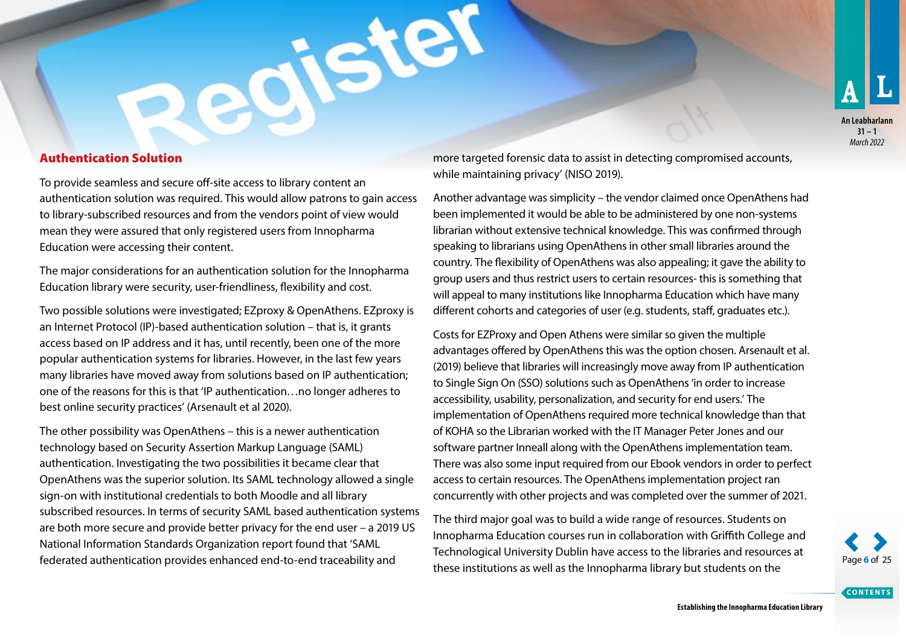## Authentication Solution

To provide seamless and secure off-site access to library content an authentication solution was required. This would allow patrons to gain access to library-subscribed resources and from the vendors point of view would mean they were assured that only registered users from Innopharma Education were accessing their content.

The major considerations for an authentication solution for the Innopharma Education library were security, user-friendliness, flexibility and cost.

Two possible solutions were investigated; EZproxy & OpenAthens. EZproxy is an Internet Protocol (IP)-based authentication solution – that is, it grants access based on IP address and it has, until recently, been one of the more popular authentication systems for libraries. However, in the last few years many libraries have moved away from solutions based on IP authentication; one of the reasons for this is that 'IP authentication…no longer adheres to best online security practices' (Arsenault et al 2020).

The other possibility was OpenAthens – this is a newer authentication technology based on Security Assertion Markup Language (SAML) authentication. Investigating the two possibilities it became clear that OpenAthens was the superior solution. Its SAML technology allowed a single sign-on with institutional credentials to both Moodle and all library subscribed resources. In terms of security SAML based authentication systems are both more secure and provide better privacy for the end user – a 2019 US National Information Standards Organization report found that 'SAML federated authentication provides enhanced end-to-end traceability and more targeted forensic data to assist in detecting compromised accounts, while maintaining privacy' (NISO 2019).

Another advantage was simplicity – the vendor claimed once OpenAthens had been implemented it would be able to be administered by one non-systems librarian without extensive technical knowledge. This was confirmed through speaking to librarians using OpenAthens in other small libraries around the country. The flexibility of OpenAthens was also appealing; it gave the ability to group users and thus restrict users to certain resources- this is something that will appeal to many institutions like Innopharma Education which have many different cohorts and categories of user (e.g. students, staff, graduates etc.).

Costs for EZProxy and Open Athens were similar so given the multiple advantages offered by OpenAthens this was the option chosen. Arsenault et al. (2019) believe that libraries will increasingly move away from IP authentication to Single Sign On (SSO) solutions such as OpenAthens 'in order to increase accessibility, usability, personalization, and security for end users.' The implementation of OpenAthens required more technical knowledge than that of KOHA so the Librarian worked with the IT Manager Peter Jones and our software partner Inneall along with the OpenAthens implementation team. There was also some input required from our Ebook vendors in order to perfect access to certain resources. The OpenAthens implementation project ran concurrently with other projects and was completed over the summer of 2021.

The third major goal was to build a wide range of resources. Students on Innopharma Education courses run in collaboration with Griffith College and Technological University Dublin have access to the libraries and resources at these institutions as well as the Innopharma library but students on the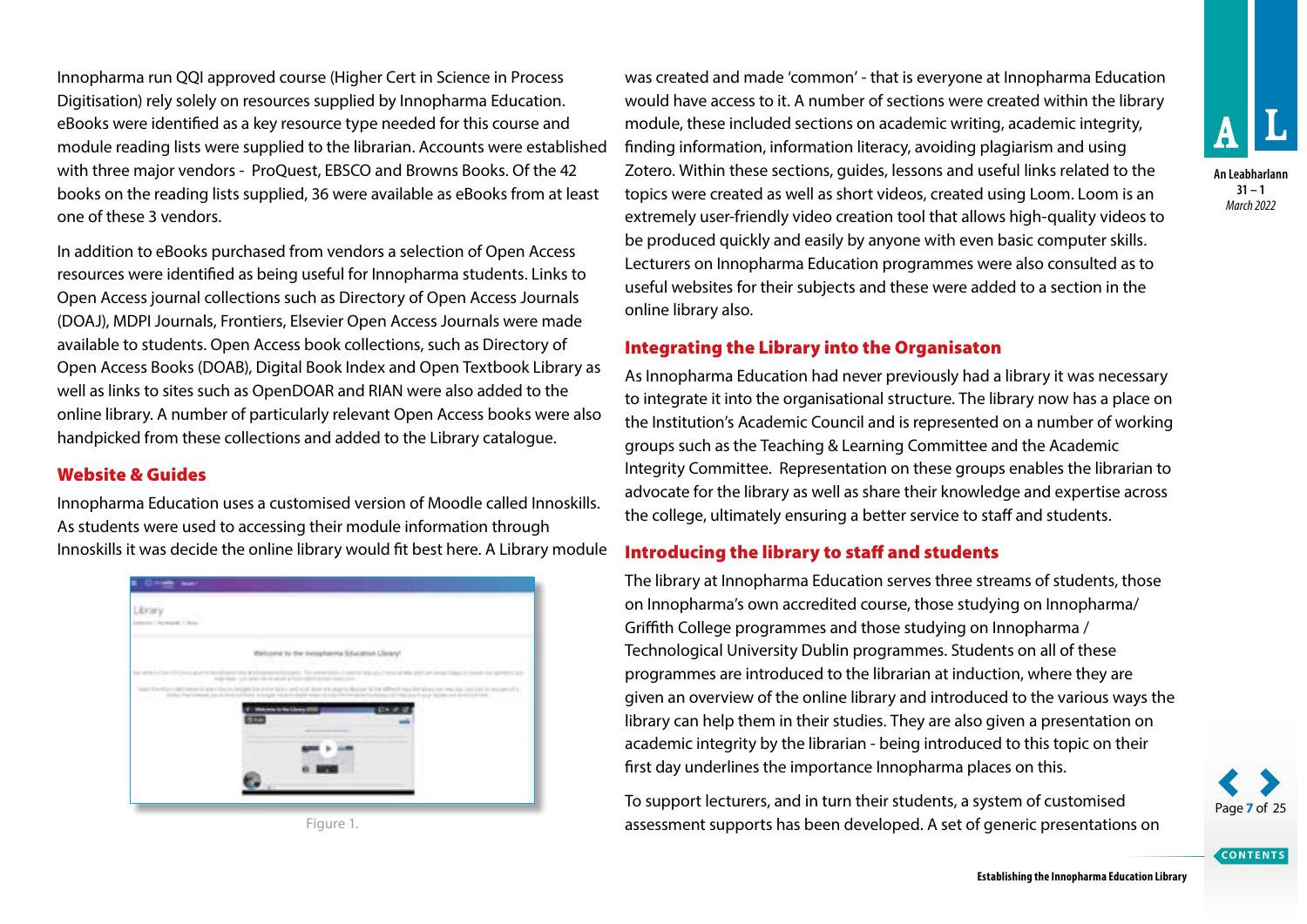Innopharma run QQI approved course (Higher Cert in Science in Process Digitisation) rely solely on resources supplied by Innopharma Education. eBooks were identified as a key resource type needed for this course and module reading lists were supplied to the librarian. Accounts were established with three major vendors - ProQuest, EBSCO and Browns Books. Of the 42 books on the reading lists supplied, 36 were available as eBooks from at least one of these 3 vendors.

In addition to eBooks purchased from vendors a selection of Open Access resources were identified as being useful for Innopharma students. Links to Open Access journal collections such as Directory of Open Access Journals (DOAJ), MDPI Journals, Frontiers, Elsevier Open Access Journals were made available to students. Open Access book collections, such as Directory of Open Access Books (DOAB), Digital Book Index and Open Textbook Library as well as links to sites such as OpenDOAR and RIAN were also added to the online library. A number of particularly relevant Open Access books were also handpicked from these collections and added to the Library catalogue.

## Website & Guides

Innopharma Education uses a customised version of Moodle called Innoskills. As students were used to accessing their module information through Innoskills it was decide the online library would fit best here. A Library module was created and made 'common' - that is everyone at Innopharma Education would have access to it. A number of sections were created within the library module, these included sections on academic writing, academic integrity, finding information, information literacy, avoiding plagiarism and using Zotero. Within these sections, guides, lessons and useful links related to the topics were created as well as short videos, created using Loom. Loom is an extremely user-friendly video creation tool that allows high-quality videos to be produced quickly and easily by anyone with even basic computer skills. Lecturers on Innopharma Education programmes were also consulted as to useful websites for their subjects and these were added to a section in the online library also.

Figure 1.

## Integrating the Library into the Organisaton

As Innopharma Education had never previously had a library it was necessary to integrate it into the organisational structure. The library now has a place on the Institution's Academic Council and is represented on a number of working groups such as the Teaching & Learning Committee and the Academic Integrity Committee. Representation on these groups enables the librarian to advocate for the library as well as share their knowledge and expertise across the college, ultimately ensuring a better service to staff and students.

## Introducing the library to staff and students

The library at Innopharma Education serves three streams of students, those on Innopharma's own accredited course, those studying on Innopharma/ Griffith College programmes and those studying on Innopharma / Technological University Dublin programmes. Students on all of these programmes are introduced to the librarian at induction, where they are given an overview of the online library and introduced to the various ways the library can help them in their studies. They are also given a presentation on academic integrity by the librarian - being introduced to this topic on their first day underlines the importance Innopharma places on this.

To support lecturers, and in turn their students, a system of customised assessment supports has been developed. A set of generic presentations on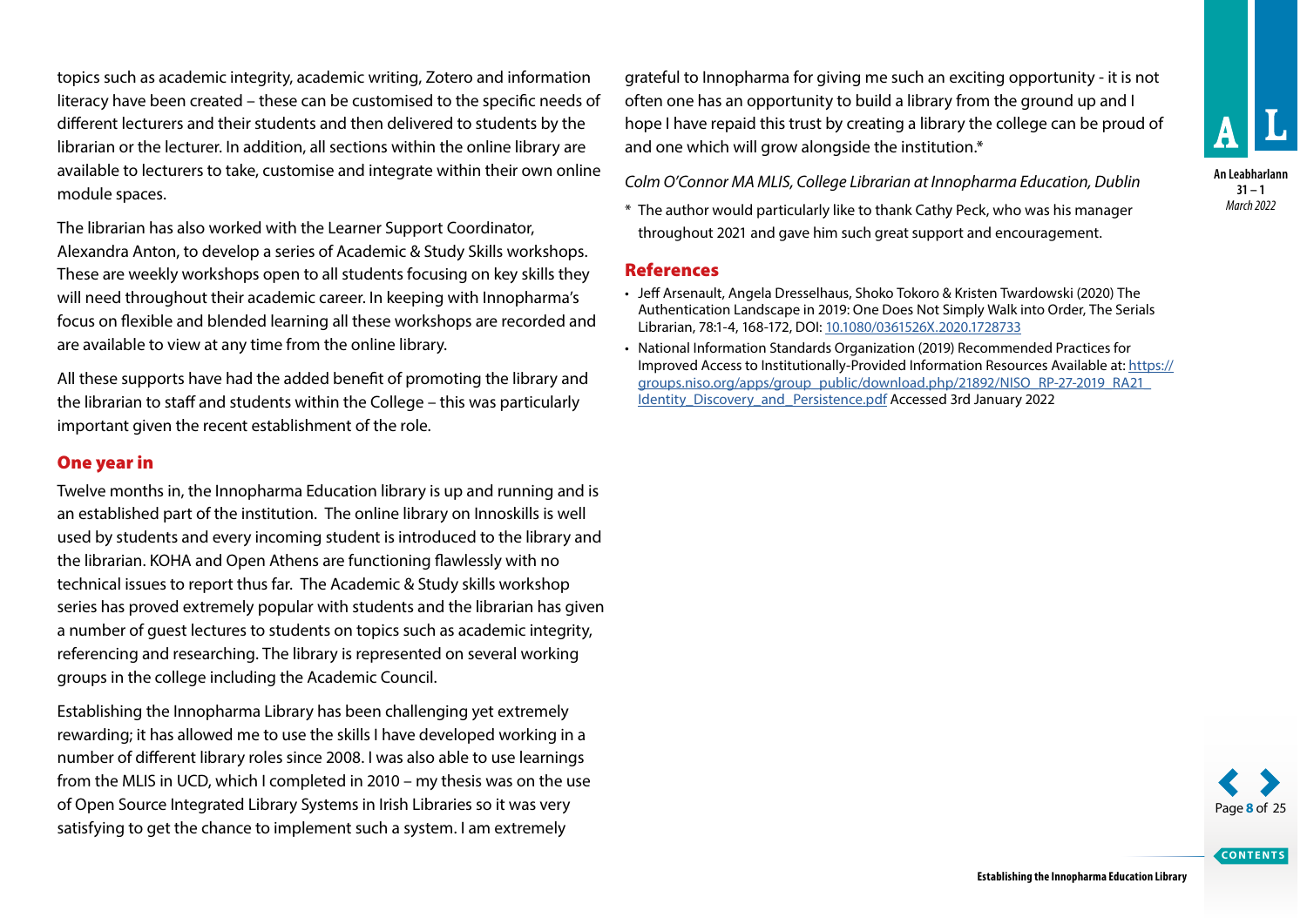topics such as academic integrity, academic writing, Zotero and information literacy have been created – these can be customised to the specific needs of different lecturers and their students and then delivered to students by the librarian or the lecturer. In addition, all sections within the online library are available to lecturers to take, customise and integrate within their own online module spaces.

The librarian has also worked with the Learner Support Coordinator, Alexandra Anton, to develop a series of Academic & Study Skills workshops. These are weekly workshops open to all students focusing on key skills they will need throughout their academic career. In keeping with Innopharma's focus on flexible and blended learning all these workshops are recorded and are available to view at any time from the online library.

All these supports have had the added benefit of promoting the library and the librarian to staff and students within the College – this was particularly important given the recent establishment of the role.

## One year in

Twelve months in, the Innopharma Education library is up and running and is an established part of the institution. The online library on Innoskills is well used by students and every incoming student is introduced to the library and the librarian. KOHA and Open Athens are functioning flawlessly with no technical issues to report thus far. The Academic & Study skills workshop series has proved extremely popular with students and the librarian has given a number of guest lectures to students on topics such as academic integrity, referencing and researching. The library is represented on several working groups in the college including the Academic Council.

Establishing the Innopharma Library has been challenging yet extremely rewarding; it has allowed me to use the skills I have developed working in a number of different library roles since 2008. I was also able to use learnings from the MLIS in UCD, which I completed in 2010 – my thesis was on the use of Open Source Integrated Library Systems in Irish Libraries so it was very satisfying to get the chance to implement such a system. I am extremely grateful to Innopharma for giving me such an exciting opportunity - it is not often one has an opportunity to build a library from the ground up and I hope I have repaid this trust by creating a library the college can be proud of and one which will grow alongside the institution.*

*Colm O'Connor MA MLIS, College Librarian at Innopharma Education, Dublin*

\* The author would particularly like to thank Cathy Peck, who was his manager throughout 2021 and gave him such great support and encouragement.

## References

- Jeff Arsenault, Angela Dresselhaus, Shoko Tokoro & Kristen Twardowski (2020) The Authentication Landscape in 2019: One Does Not Simply Walk into Order, The Serials Librarian, 78:1-4, 168-172, DOI: 10.1080/0361526X.2020.1728733
- National Information Standards Organization (2019) Recommended Practices for Improved Access to Institutionally-Provided Information Resources Available at: https://groups.niso.org/apps/group_public/download.php/21892/NISO_RP-27-2019_RA21_Identity_Discovery_and_Persistence.pdf Accessed 3rd January 2022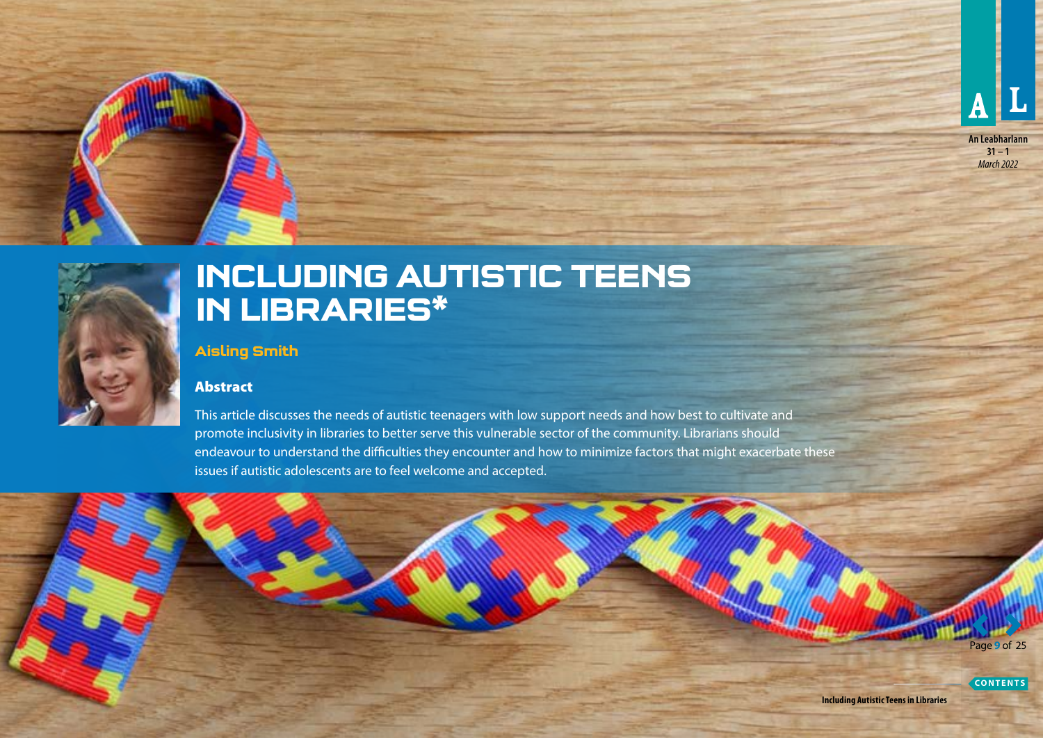# INCLUDING AUTISTIC TEENS IN LIBRARIES*

**Aisling Smith**

## Abstract

This article discusses the needs of autistic teenagers with low support needs and how best to cultivate and promote inclusivity in libraries to better serve this vulnerable sector of the community. Librarians should endeavour to understand the difficulties they encounter and how to minimize factors that might exacerbate these issues if autistic adolescents are to feel welcome and accepted.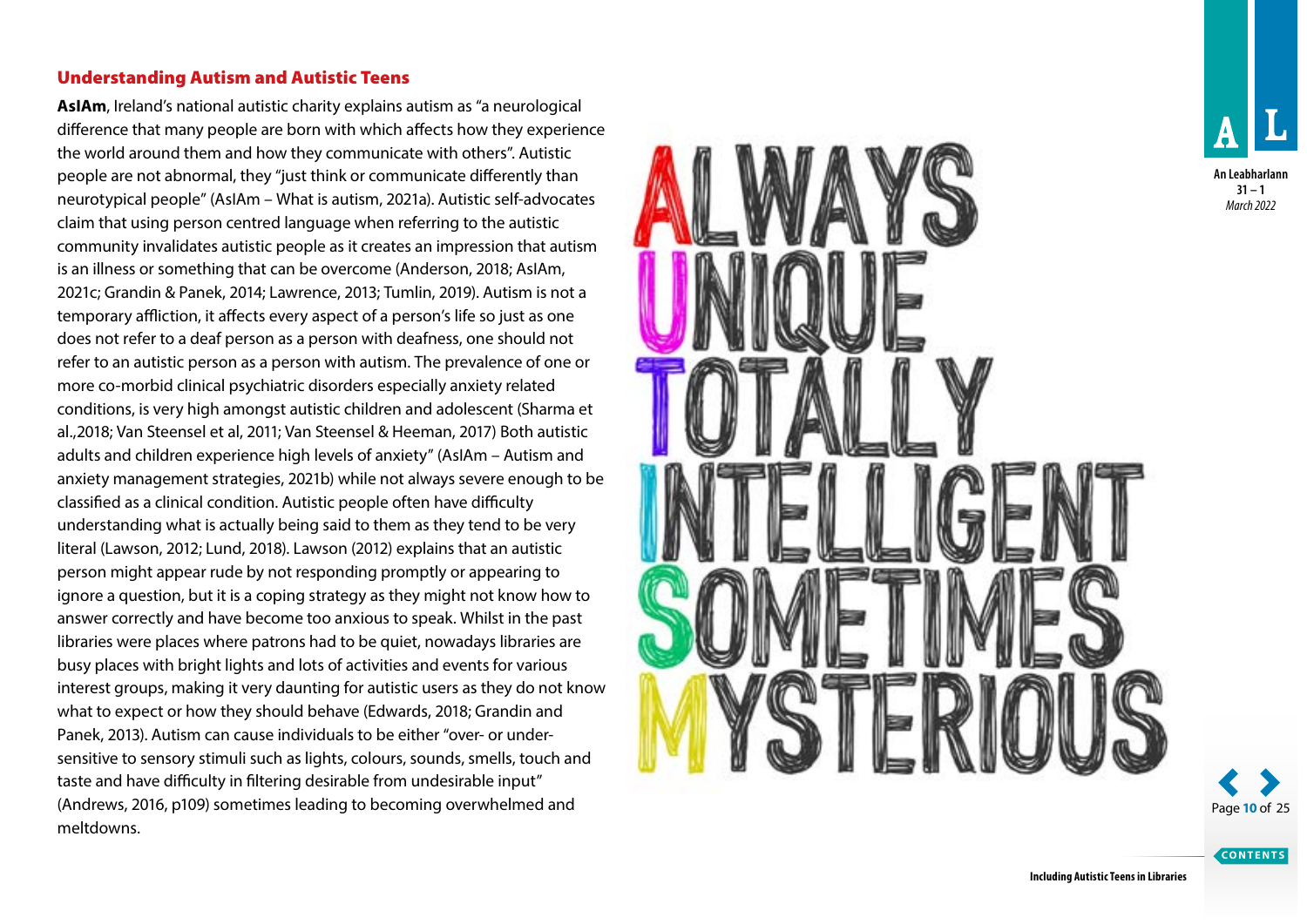## Understanding Autism and Autistic Teens

**AsIAm**, Ireland's national autistic charity explains autism as "a neurological difference that many people are born with which affects how they experience the world around them and how they communicate with others". Autistic people are not abnormal, they "just think or communicate differently than neurotypical people" (AsIAm – What is autism, 2021a). Autistic self-advocates claim that using person centred language when referring to the autistic community invalidates autistic people as it creates an impression that autism is an illness or something that can be overcome (Anderson, 2018; AsIAm, 2021c; Grandin & Panek, 2014; Lawrence, 2013; Tumlin, 2019). Autism is not a temporary affliction, it affects every aspect of a person's life so just as one does not refer to a deaf person as a person with deafness, one should not refer to an autistic person as a person with autism. The prevalence of one or more co-morbid clinical psychiatric disorders especially anxiety related conditions, is very high amongst autistic children and adolescent (Sharma et al.,2018; Van Steensel et al, 2011; Van Steensel & Heeman, 2017) Both autistic adults and children experience high levels of anxiety" (AsIAm – Autism and anxiety management strategies, 2021b) while not always severe enough to be classified as a clinical condition. Autistic people often have difficulty understanding what is actually being said to them as they tend to be very literal (Lawson, 2012; Lund, 2018). Lawson (2012) explains that an autistic person might appear rude by not responding promptly or appearing to ignore a question, but it is a coping strategy as they might not know how to answer correctly and have become too anxious to speak. Whilst in the past libraries were places where patrons had to be quiet, nowadays libraries are busy places with bright lights and lots of activities and events for various interest groups, making it very daunting for autistic users as they do not know what to expect or how they should behave (Edwards, 2018; Grandin and Panek, 2013). Autism can cause individuals to be either "over- or under-sensitive to sensory stimuli such as lights, colours, sounds, smells, touch and taste and have difficulty in filtering desirable from undesirable input" (Andrews, 2016, p109) sometimes leading to becoming overwhelmed and meltdowns.

ALWAYS
UNIQUE
TOTALLY
INTELLIGENT
SOMETIMES
MYSTERIOUS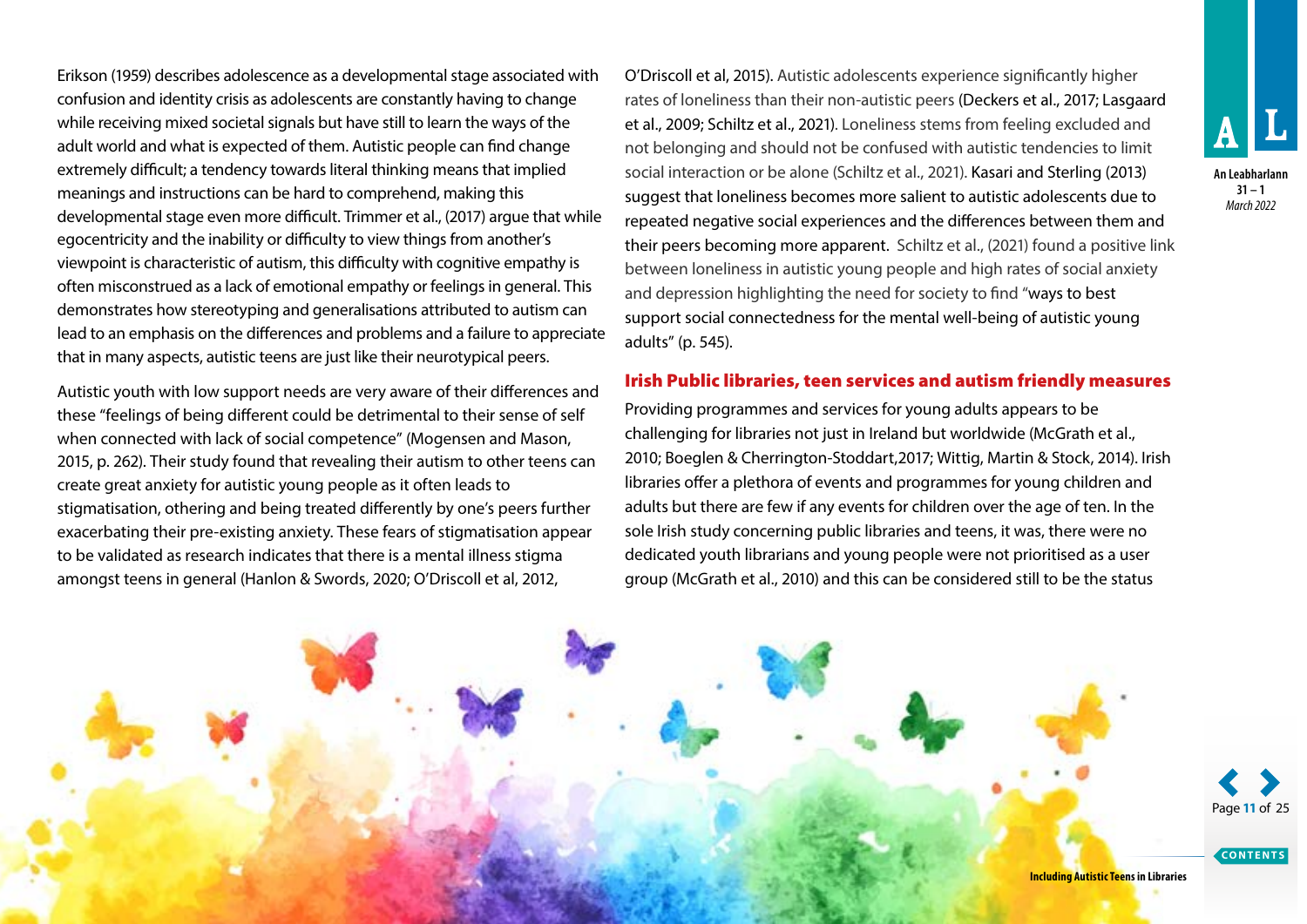Erikson (1959) describes adolescence as a developmental stage associated with confusion and identity crisis as adolescents are constantly having to change while receiving mixed societal signals but have still to learn the ways of the adult world and what is expected of them. Autistic people can find change extremely difficult; a tendency towards literal thinking means that implied meanings and instructions can be hard to comprehend, making this developmental stage even more difficult. Trimmer et al., (2017) argue that while egocentricity and the inability or difficulty to view things from another's viewpoint is characteristic of autism, this difficulty with cognitive empathy is often misconstrued as a lack of emotional empathy or feelings in general. This demonstrates how stereotyping and generalisations attributed to autism can lead to an emphasis on the differences and problems and a failure to appreciate that in many aspects, autistic teens are just like their neurotypical peers.

Autistic youth with low support needs are very aware of their differences and these "feelings of being different could be detrimental to their sense of self when connected with lack of social competence" (Mogensen and Mason, 2015, p. 262). Their study found that revealing their autism to other teens can create great anxiety for autistic young people as it often leads to stigmatisation, othering and being treated differently by one's peers further exacerbating their pre-existing anxiety. These fears of stigmatisation appear to be validated as research indicates that there is a mental illness stigma amongst teens in general (Hanlon & Swords, 2020; O'Driscoll et al, 2012, O'Driscoll et al, 2015). Autistic adolescents experience significantly higher rates of loneliness than their non-autistic peers (Deckers et al., 2017; Lasgaard et al., 2009; Schiltz et al., 2021). Loneliness stems from feeling excluded and not belonging and should not be confused with autistic tendencies to limit social interaction or be alone (Schiltz et al., 2021). Kasari and Sterling (2013) suggest that loneliness becomes more salient to autistic adolescents due to repeated negative social experiences and the differences between them and their peers becoming more apparent. Schiltz et al., (2021) found a positive link between loneliness in autistic young people and high rates of social anxiety and depression highlighting the need for society to find "ways to best support social connectedness for the mental well-being of autistic young adults" (p. 545).

## Irish Public libraries, teen services and autism friendly measures

Providing programmes and services for young adults appears to be challenging for libraries not just in Ireland but worldwide (McGrath et al., 2010; Boeglen & Cherrington-Stoddart,2017; Wittig, Martin & Stock, 2014). Irish libraries offer a plethora of events and programmes for young children and adults but there are few if any events for children over the age of ten. In the sole Irish study concerning public libraries and teens, it was, there were no dedicated youth librarians and young people were not prioritised as a user group (McGrath et al., 2010) and this can be considered still to be the status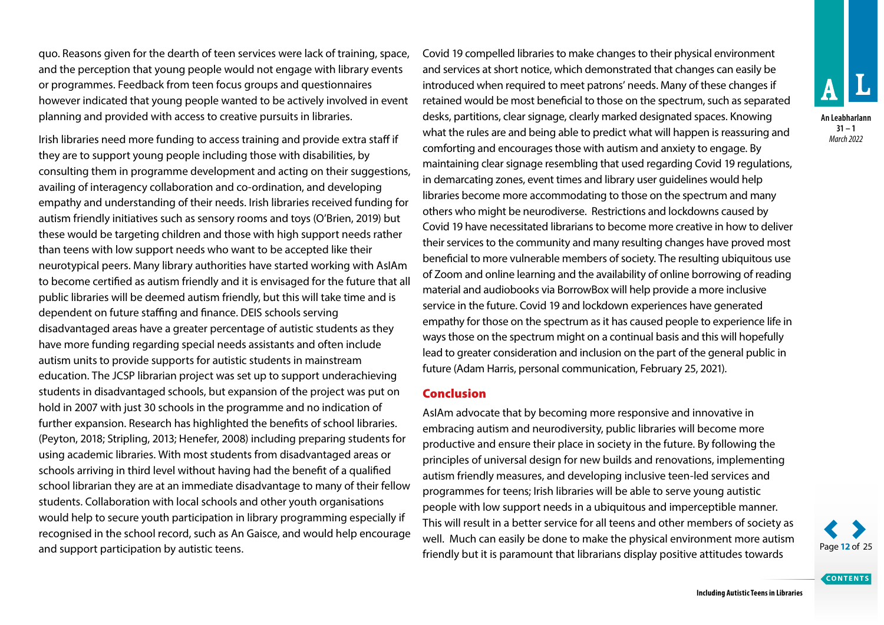quo. Reasons given for the dearth of teen services were lack of training, space, and the perception that young people would not engage with library events or programmes. Feedback from teen focus groups and questionnaires however indicated that young people wanted to be actively involved in event planning and provided with access to creative pursuits in libraries.

Irish libraries need more funding to access training and provide extra staff if they are to support young people including those with disabilities, by consulting them in programme development and acting on their suggestions, availing of interagency collaboration and co-ordination, and developing empathy and understanding of their needs. Irish libraries received funding for autism friendly initiatives such as sensory rooms and toys (O'Brien, 2019) but these would be targeting children and those with high support needs rather than teens with low support needs who want to be accepted like their neurotypical peers. Many library authorities have started working with AsIAm to become certified as autism friendly and it is envisaged for the future that all public libraries will be deemed autism friendly, but this will take time and is dependent on future staffing and finance. DEIS schools serving disadvantaged areas have a greater percentage of autistic students as they have more funding regarding special needs assistants and often include autism units to provide supports for autistic students in mainstream education. The JCSP librarian project was set up to support underachieving students in disadvantaged schools, but expansion of the project was put on hold in 2007 with just 30 schools in the programme and no indication of further expansion. Research has highlighted the benefits of school libraries. (Peyton, 2018; Stripling, 2013; Henefer, 2008) including preparing students for using academic libraries. With most students from disadvantaged areas or schools arriving in third level without having had the benefit of a qualified school librarian they are at an immediate disadvantage to many of their fellow students. Collaboration with local schools and other youth organisations would help to secure youth participation in library programming especially if recognised in the school record, such as An Gaisce, and would help encourage and support participation by autistic teens.

Covid 19 compelled libraries to make changes to their physical environment and services at short notice, which demonstrated that changes can easily be introduced when required to meet patrons' needs. Many of these changes if retained would be most beneficial to those on the spectrum, such as separated desks, partitions, clear signage, clearly marked designated spaces. Knowing what the rules are and being able to predict what will happen is reassuring and comforting and encourages those with autism and anxiety to engage. By maintaining clear signage resembling that used regarding Covid 19 regulations, in demarcating zones, event times and library user guidelines would help libraries become more accommodating to those on the spectrum and many others who might be neurodiverse. Restrictions and lockdowns caused by Covid 19 have necessitated librarians to become more creative in how to deliver their services to the community and many resulting changes have proved most beneficial to more vulnerable members of society. The resulting ubiquitous use of Zoom and online learning and the availability of online borrowing of reading material and audiobooks via BorrowBox will help provide a more inclusive service in the future. Covid 19 and lockdown experiences have generated empathy for those on the spectrum as it has caused people to experience life in ways those on the spectrum might on a continual basis and this will hopefully lead to greater consideration and inclusion on the part of the general public in future (Adam Harris, personal communication, February 25, 2021).

## Conclusion

AsIAm advocate that by becoming more responsive and innovative in embracing autism and neurodiversity, public libraries will become more productive and ensure their place in society in the future. By following the principles of universal design for new builds and renovations, implementing autism friendly measures, and developing inclusive teen-led services and programmes for teens; Irish libraries will be able to serve young autistic people with low support needs in a ubiquitous and imperceptible manner. This will result in a better service for all teens and other members of society as well. Much can easily be done to make the physical environment more autism friendly but it is paramount that librarians display positive attitudes towards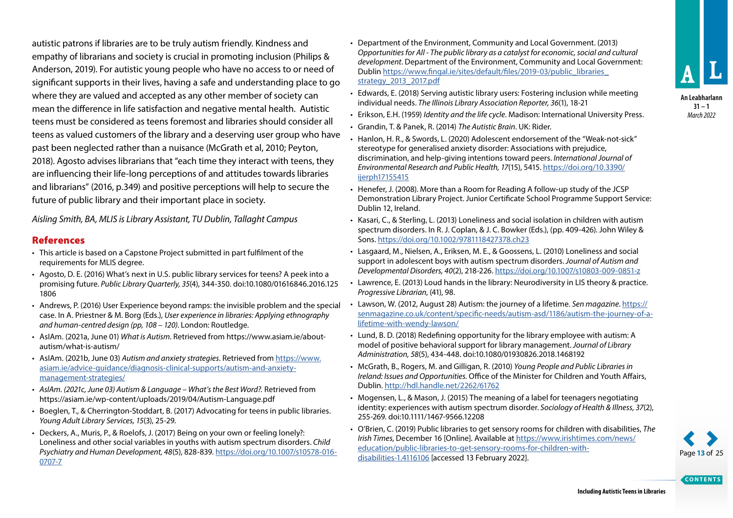autistic patrons if libraries are to be truly autism friendly. Kindness and empathy of librarians and society is crucial in promoting inclusion (Philips & Anderson, 2019). For autistic young people who have no access to or need of significant supports in their lives, having a safe and understanding place to go where they are valued and accepted as any other member of society can mean the difference in life satisfaction and negative mental health. Autistic teens must be considered as teens foremost and libraries should consider all teens as valued customers of the library and a deserving user group who have past been neglected rather than a nuisance (McGrath et al, 2010; Peyton, 2018). Agosto advises librarians that "each time they interact with teens, they are influencing their life-long perceptions of and attitudes towards libraries and librarians" (2016, p.349) and positive perceptions will help to secure the future of public library and their important place in society.

*Aisling Smith, BA, MLIS is Library Assistant, TU Dublin, Tallaght Campus*

## References

- This article is based on a Capstone Project submitted in part fulfilment of the requirements for MLIS degree.
- Agosto, D. E. (2016) What's next in U.S. public library services for teens? A peek into a promising future. *Public Library Quarterly, 35*(4), 344-350. doi:10.1080/01616846.2016.1251806
- Andrews, P. (2016) User Experience beyond ramps: the invisible problem and the special case. In A. Priestner & M. Borg (Eds.), *User experience in libraries: Applying ethnography and human-centred design (pp, 108 – 120)*. London: Routledge.
- AsIAm. (2021a, June 01) *What is Autism*. Retrieved from https://www.asiam.ie/about-autism/what-is-autism/
- AsIAm. (2021b, June 03) *Autism and anxiety strategies*. Retrieved from https://www.asiam.ie/advice-guidance/diagnosis-clinical-supports/autism-and-anxiety-management-strategies/
- *AsIAm. (2021c, June 03) Autism & Language – What's the Best Word?.* Retrieved from https://asiam.ie/wp-content/uploads/2019/04/Autism-Language.pdf
- Boeglen, T., & Cherrington-Stoddart, B. (2017) Advocating for teens in public libraries. *Young Adult Library Services, 15*(3), 25-29.
- Deckers, A., Muris, P., & Roelofs, J. (2017) Being on your own or feeling lonely?: Loneliness and other social variables in youths with autism spectrum disorders. *Child Psychiatry and Human Development, 48*(5), 828-839. https://doi.org/10.1007/s10578-016-0707-7
- Department of the Environment, Community and Local Government. (2013) *Opportunities for All - The public library as a catalyst for economic, social and cultural development*. Department of the Environment, Community and Local Government: Dublin https://www.fingal.ie/sites/default/files/2019-03/public_libraries_strategy_2013_2017.pdf
- Edwards, E. (2018) Serving autistic library users: Fostering inclusion while meeting individual needs. *The Illinois Library Association Reporter, 36*(1), 18-21
- Erikson, E.H. (1959) *Identity and the life cycle*. Madison: International University Press.
- Grandin, T. & Panek, R. (2014) *The Autistic Brain*. UK: Rider.
- Hanlon, H. R., & Swords, L. (2020) Adolescent endorsement of the "Weak-not-sick" stereotype for generalised anxiety disorder: Associations with prejudice, discrimination, and help-giving intentions toward peers. *International Journal of Environmental Research and Public Health, 17*(15), 5415. https://doi.org/10.3390/ijerph17155415
- Henefer, J. (2008). More than a Room for Reading A follow-up study of the JCSP Demonstration Library Project. Junior Certificate School Programme Support Service: Dublin 12, Ireland.
- Kasari, C., & Sterling, L. (2013) Loneliness and social isolation in children with autism spectrum disorders. In R. J. Coplan, & J. C. Bowker (Eds.), (pp. 409-426). John Wiley & Sons. https://doi.org/10.1002/9781118427378.ch23
- Lasgaard, M., Nielsen, A., Eriksen, M. E., & Goossens, L. (2010) Loneliness and social support in adolescent boys with autism spectrum disorders. *Journal of Autism and Developmental Disorders, 40*(2), 218-226. https://doi.org/10.1007/s10803-009-0851-z
- Lawrence, E. (2013) Loud hands in the library: Neurodiversity in LIS theory & practice. *Progressive Librarian,* (41), 98.
- Lawson, W. (2012, August 28) Autism: the journey of a lifetime. *Sen magazine*. https://senmagazine.co.uk/content/specific-needs/autism-asd/1186/autism-the-journey-of-a-lifetime-with-wendy-lawson/
- Lund, B. D. (2018) Redefining opportunity for the library employee with autism: A model of positive behavioral support for library management. *Journal of Library Administration, 58*(5), 434-448. doi:10.1080/01930826.2018.1468192
- McGrath, B., Rogers, M. and Gilligan, R. (2010) *Young People and Public Libraries in Ireland: Issues and Opportunities*. Office of the Minister for Children and Youth Affairs, Dublin. http://hdl.handle.net/2262/61762
- Mogensen, L., & Mason, J. (2015) The meaning of a label for teenagers negotiating identity: experiences with autism spectrum disorder. *Sociology of Health & Illness, 37*(2), 255-269. doi:10.1111/1467-9566.12208
- O'Brien, C. (2019) Public libraries to get sensory rooms for children with disabilities, *The Irish Times,* December 16 [Online]. Available at https://www.irishtimes.com/news/education/public-libraries-to-get-sensory-rooms-for-children-with-disabilities-1.4116106 [accessed 13 February 2022].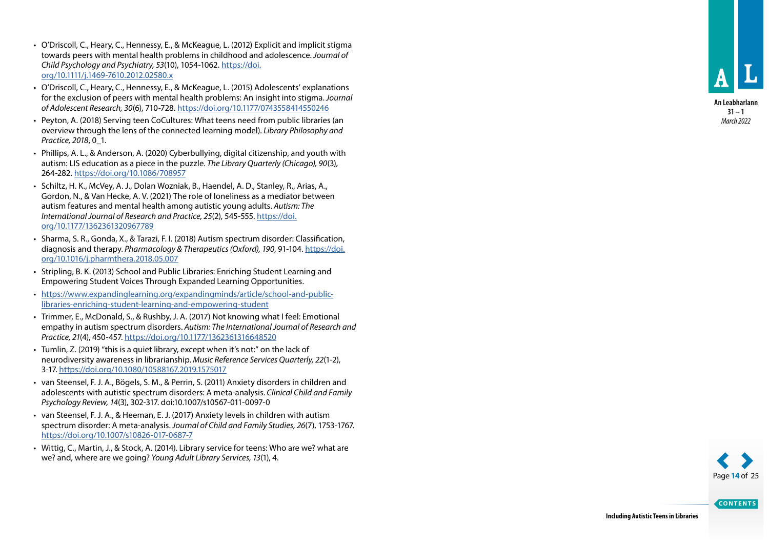- O'Driscoll, C., Heary, C., Hennessy, E., & McKeague, L. (2012) Explicit and implicit stigma towards peers with mental health problems in childhood and adolescence. *Journal of Child Psychology and Psychiatry, 53*(10), 1054-1062. https://doi.org/10.1111/j.1469-7610.2012.02580.x
- O'Driscoll, C., Heary, C., Hennessy, E., & McKeague, L. (2015) Adolescents' explanations for the exclusion of peers with mental health problems: An insight into stigma. *Journal of Adolescent Research, 30*(6), 710-728. https://doi.org/10.1177/0743558414550246
- Peyton, A. (2018) Serving teen CoCultures: What teens need from public libraries (an overview through the lens of the connected learning model). *Library Philosophy and Practice, 2018*, 0_1.
- Phillips, A. L., & Anderson, A. (2020) Cyberbullying, digital citizenship, and youth with autism: LIS education as a piece in the puzzle. *The Library Quarterly (Chicago), 90*(3), 264-282. https://doi.org/10.1086/708957
- Schiltz, H. K., McVey, A. J., Dolan Wozniak, B., Haendel, A. D., Stanley, R., Arias, A., Gordon, N., & Van Hecke, A. V. (2021) The role of loneliness as a mediator between autism features and mental health among autistic young adults. *Autism: The International Journal of Research and Practice, 25*(2), 545-555. https://doi.org/10.1177/1362361320967789
- Sharma, S. R., Gonda, X., & Tarazi, F. I. (2018) Autism spectrum disorder: Classification, diagnosis and therapy. *Pharmacology & Therapeutics (Oxford), 190*, 91-104. https://doi.org/10.1016/j.pharmthera.2018.05.007
- Stripling, B. K. (2013) School and Public Libraries: Enriching Student Learning and Empowering Student Voices Through Expanded Learning Opportunities.
- https://www.expandinglearning.org/expandingminds/article/school-and-public-libraries-enriching-student-learning-and-empowering-student
- Trimmer, E., McDonald, S., & Rushby, J. A. (2017) Not knowing what I feel: Emotional empathy in autism spectrum disorders. *Autism: The International Journal of Research and Practice, 21*(4), 450-457. https://doi.org/10.1177/1362361316648520
- Tumlin, Z. (2019) "this is a quiet library, except when it's not:" on the lack of neurodiversity awareness in librarianship. *Music Reference Services Quarterly, 22*(1-2), 3-17. https://doi.org/10.1080/10588167.2019.1575017
- van Steensel, F. J. A., Bögels, S. M., & Perrin, S. (2011) Anxiety disorders in children and adolescents with autistic spectrum disorders: A meta-analysis. *Clinical Child and Family Psychology Review, 14*(3), 302-317. doi:10.1007/s10567-011-0097-0
- van Steensel, F. J. A., & Heeman, E. J. (2017) Anxiety levels in children with autism spectrum disorder: A meta-analysis. *Journal of Child and Family Studies, 26*(7), 1753-1767. https://doi.org/10.1007/s10826-017-0687-7
- Wittig, C., Martin, J., & Stock, A. (2014). Library service for teens: Who are we? what are we? and, where are we going? *Young Adult Library Services, 13*(1), 4.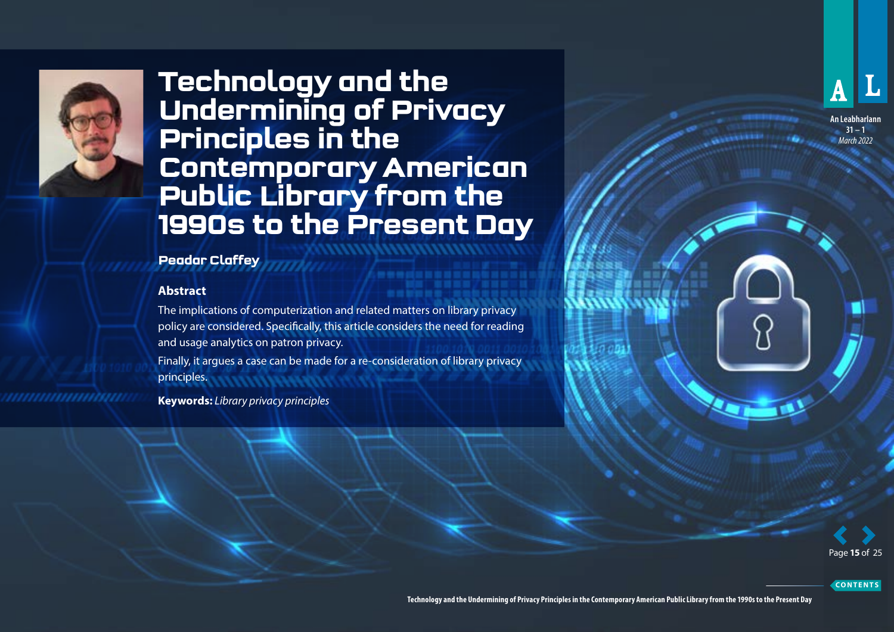# Technology and the Undermining of Privacy Principles in the Contemporary American Public Library from the 1990s to the Present Day

## Peadar Claffey

### Abstract

The implications of computerization and related matters on library privacy policy are considered. Specifically, this article considers the need for reading and usage analytics on patron privacy.

Finally, it argues a case can be made for a re-consideration of library privacy principles.

**Keywords:** *Library privacy principles*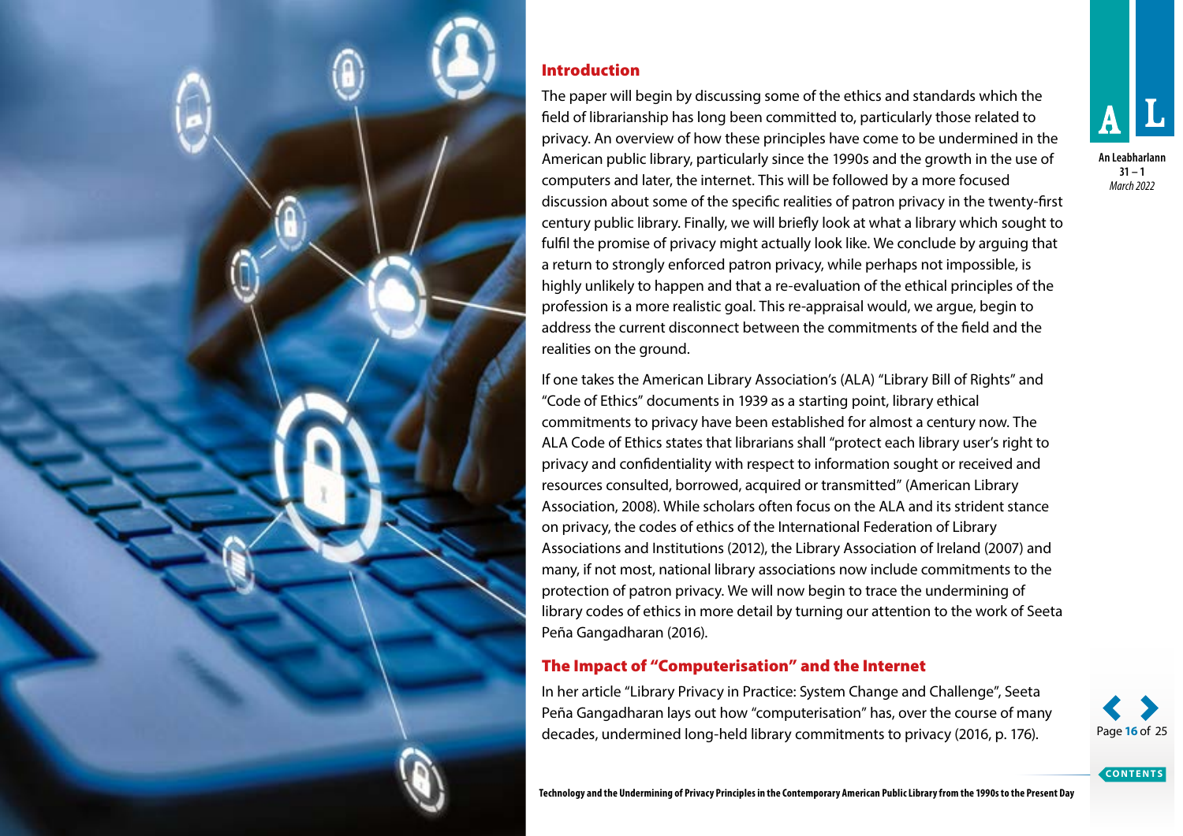## Introduction

The paper will begin by discussing some of the ethics and standards which the field of librarianship has long been committed to, particularly those related to privacy. An overview of how these principles have come to be undermined in the American public library, particularly since the 1990s and the growth in the use of computers and later, the internet. This will be followed by a more focused discussion about some of the specific realities of patron privacy in the twenty-first century public library. Finally, we will briefly look at what a library which sought to fulfil the promise of privacy might actually look like. We conclude by arguing that a return to strongly enforced patron privacy, while perhaps not impossible, is highly unlikely to happen and that a re-evaluation of the ethical principles of the profession is a more realistic goal. This re-appraisal would, we argue, begin to address the current disconnect between the commitments of the field and the realities on the ground.

If one takes the American Library Association's (ALA) "Library Bill of Rights" and "Code of Ethics" documents in 1939 as a starting point, library ethical commitments to privacy have been established for almost a century now. The ALA Code of Ethics states that librarians shall "protect each library user's right to privacy and confidentiality with respect to information sought or received and resources consulted, borrowed, acquired or transmitted" (American Library Association, 2008). While scholars often focus on the ALA and its strident stance on privacy, the codes of ethics of the International Federation of Library Associations and Institutions (2012), the Library Association of Ireland (2007) and many, if not most, national library associations now include commitments to the protection of patron privacy. We will now begin to trace the undermining of library codes of ethics in more detail by turning our attention to the work of Seeta Peña Gangadharan (2016).

## The Impact of "Computerisation" and the Internet

In her article "Library Privacy in Practice: System Change and Challenge", Seeta Peña Gangadharan lays out how "computerisation" has, over the course of many decades, undermined long-held library commitments to privacy (2016, p. 176).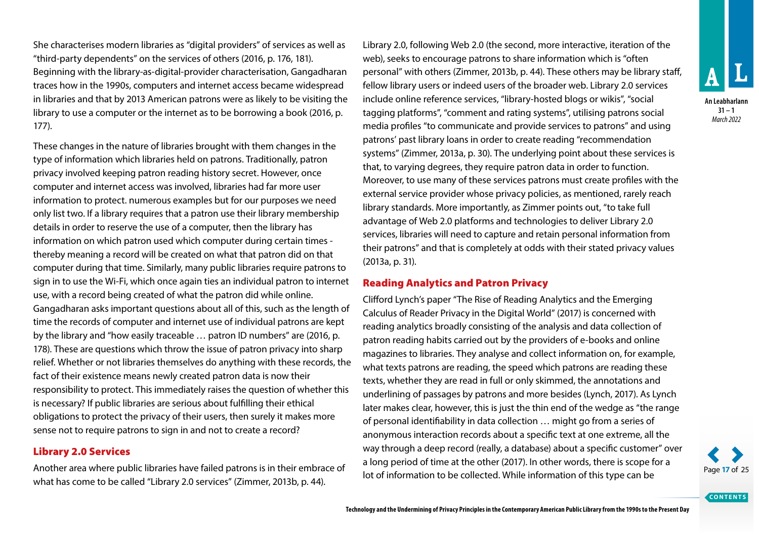She characterises modern libraries as "digital providers" of services as well as "third-party dependents" on the services of others (2016, p. 176, 181). Beginning with the library-as-digital-provider characterisation, Gangadharan traces how in the 1990s, computers and internet access became widespread in libraries and that by 2013 American patrons were as likely to be visiting the library to use a computer or the internet as to be borrowing a book (2016, p. 177).

These changes in the nature of libraries brought with them changes in the type of information which libraries held on patrons. Traditionally, patron privacy involved keeping patron reading history secret. However, once computer and internet access was involved, libraries had far more user information to protect. numerous examples but for our purposes we need only list two. If a library requires that a patron use their library membership details in order to reserve the use of a computer, then the library has information on which patron used which computer during certain times - thereby meaning a record will be created on what that patron did on that computer during that time. Similarly, many public libraries require patrons to sign in to use the Wi-Fi, which once again ties an individual patron to internet use, with a record being created of what the patron did while online. Gangadharan asks important questions about all of this, such as the length of time the records of computer and internet use of individual patrons are kept by the library and "how easily traceable … patron ID numbers" are (2016, p. 178). These are questions which throw the issue of patron privacy into sharp relief. Whether or not libraries themselves do anything with these records, the fact of their existence means newly created patron data is now their responsibility to protect. This immediately raises the question of whether this is necessary? If public libraries are serious about fulfilling their ethical obligations to protect the privacy of their users, then surely it makes more sense not to require patrons to sign in and not to create a record?

## Library 2.0 Services

Another area where public libraries have failed patrons is in their embrace of what has come to be called "Library 2.0 services" (Zimmer, 2013b, p. 44). Library 2.0, following Web 2.0 (the second, more interactive, iteration of the web), seeks to encourage patrons to share information which is "often personal" with others (Zimmer, 2013b, p. 44). These others may be library staff, fellow library users or indeed users of the broader web. Library 2.0 services include online reference services, "library-hosted blogs or wikis", "social tagging platforms", "comment and rating systems", utilising patrons social media profiles "to communicate and provide services to patrons" and using patrons' past library loans in order to create reading "recommendation systems" (Zimmer, 2013a, p. 30). The underlying point about these services is that, to varying degrees, they require patron data in order to function. Moreover, to use many of these services patrons must create profiles with the external service provider whose privacy policies, as mentioned, rarely reach library standards. More importantly, as Zimmer points out, "to take full advantage of Web 2.0 platforms and technologies to deliver Library 2.0 services, libraries will need to capture and retain personal information from their patrons" and that is completely at odds with their stated privacy values (2013a, p. 31).

## Reading Analytics and Patron Privacy

Clifford Lynch's paper "The Rise of Reading Analytics and the Emerging Calculus of Reader Privacy in the Digital World" (2017) is concerned with reading analytics broadly consisting of the analysis and data collection of patron reading habits carried out by the providers of e-books and online magazines to libraries. They analyse and collect information on, for example, what texts patrons are reading, the speed which patrons are reading these texts, whether they are read in full or only skimmed, the annotations and underlining of passages by patrons and more besides (Lynch, 2017). As Lynch later makes clear, however, this is just the thin end of the wedge as "the range of personal identifiability in data collection … might go from a series of anonymous interaction records about a specific text at one extreme, all the way through a deep record (really, a database) about a specific customer" over a long period of time at the other (2017). In other words, there is scope for a lot of information to be collected. While information of this type can be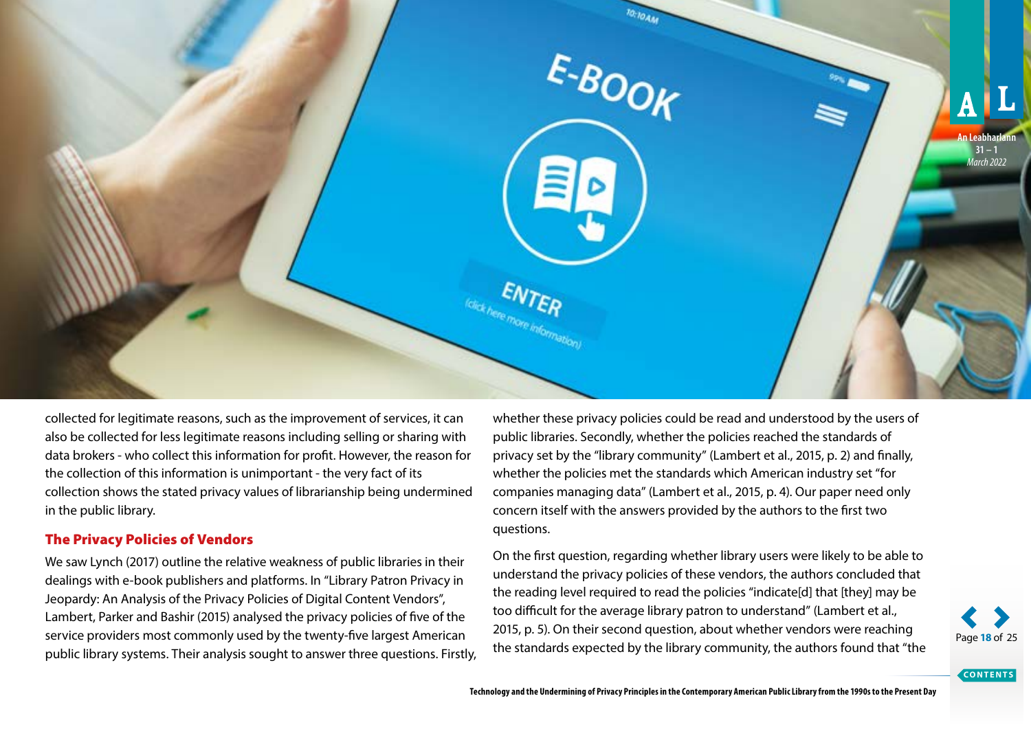collected for legitimate reasons, such as the improvement of services, it can also be collected for less legitimate reasons including selling or sharing with data brokers - who collect this information for profit. However, the reason for the collection of this information is unimportant - the very fact of its collection shows the stated privacy values of librarianship being undermined in the public library.

### The Privacy Policies of Vendors

We saw Lynch (2017) outline the relative weakness of public libraries in their dealings with e-book publishers and platforms. In "Library Patron Privacy in Jeopardy: An Analysis of the Privacy Policies of Digital Content Vendors", Lambert, Parker and Bashir (2015) analysed the privacy policies of five of the service providers most commonly used by the twenty-five largest American public library systems. Their analysis sought to answer three questions. Firstly, whether these privacy policies could be read and understood by the users of public libraries. Secondly, whether the policies reached the standards of privacy set by the "library community" (Lambert et al., 2015, p. 2) and finally, whether the policies met the standards which American industry set "for companies managing data" (Lambert et al., 2015, p. 4). Our paper need only concern itself with the answers provided by the authors to the first two questions.

On the first question, regarding whether library users were likely to be able to understand the privacy policies of these vendors, the authors concluded that the reading level required to read the policies "indicate[d] that [they] may be too difficult for the average library patron to understand" (Lambert et al., 2015, p. 5). On their second question, about whether vendors were reaching the standards expected by the library community, the authors found that "the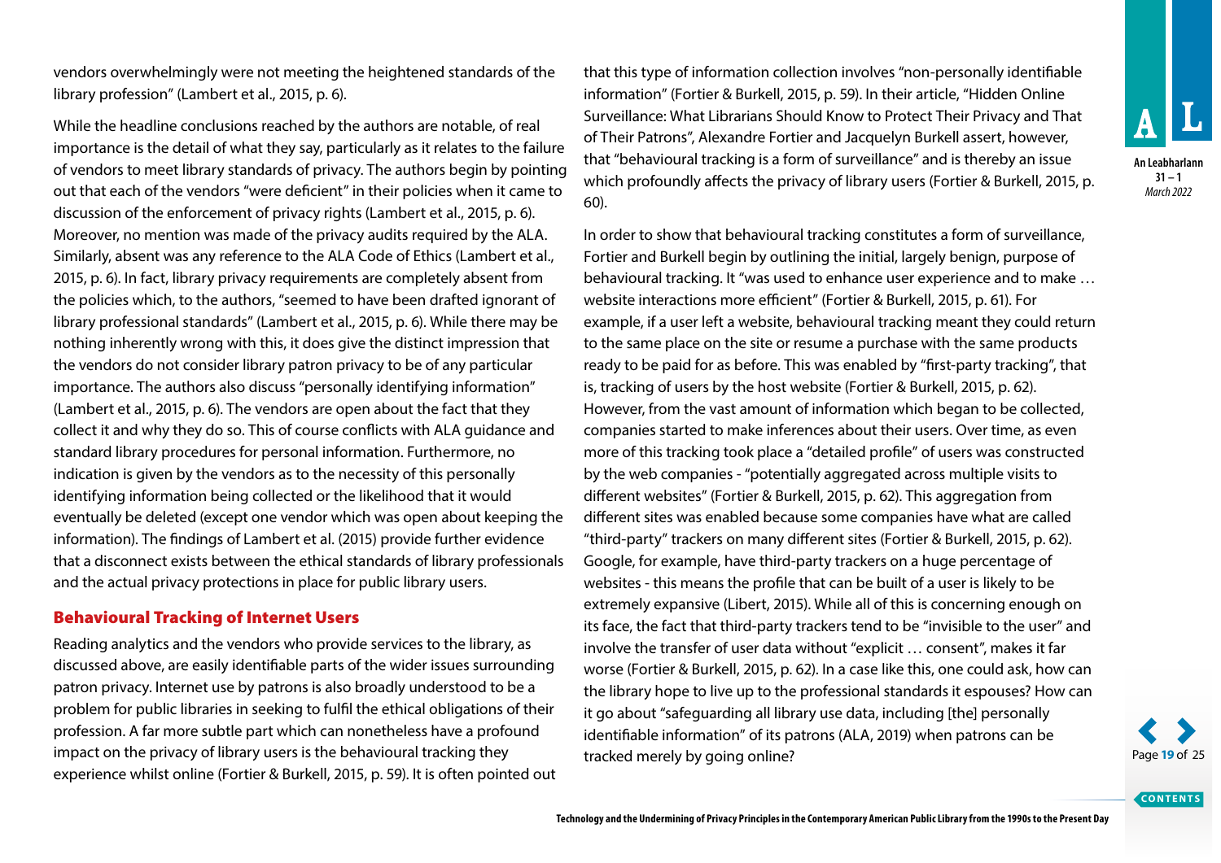vendors overwhelmingly were not meeting the heightened standards of the library profession" (Lambert et al., 2015, p. 6).

While the headline conclusions reached by the authors are notable, of real importance is the detail of what they say, particularly as it relates to the failure of vendors to meet library standards of privacy. The authors begin by pointing out that each of the vendors "were deficient" in their policies when it came to discussion of the enforcement of privacy rights (Lambert et al., 2015, p. 6). Moreover, no mention was made of the privacy audits required by the ALA. Similarly, absent was any reference to the ALA Code of Ethics (Lambert et al., 2015, p. 6). In fact, library privacy requirements are completely absent from the policies which, to the authors, "seemed to have been drafted ignorant of library professional standards" (Lambert et al., 2015, p. 6). While there may be nothing inherently wrong with this, it does give the distinct impression that the vendors do not consider library patron privacy to be of any particular importance. The authors also discuss "personally identifying information" (Lambert et al., 2015, p. 6). The vendors are open about the fact that they collect it and why they do so. This of course conflicts with ALA guidance and standard library procedures for personal information. Furthermore, no indication is given by the vendors as to the necessity of this personally identifying information being collected or the likelihood that it would eventually be deleted (except one vendor which was open about keeping the information). The findings of Lambert et al. (2015) provide further evidence that a disconnect exists between the ethical standards of library professionals and the actual privacy protections in place for public library users.

## Behavioural Tracking of Internet Users

Reading analytics and the vendors who provide services to the library, as discussed above, are easily identifiable parts of the wider issues surrounding patron privacy. Internet use by patrons is also broadly understood to be a problem for public libraries in seeking to fulfil the ethical obligations of their profession. A far more subtle part which can nonetheless have a profound impact on the privacy of library users is the behavioural tracking they experience whilst online (Fortier & Burkell, 2015, p. 59). It is often pointed out that this type of information collection involves "non-personally identifiable information" (Fortier & Burkell, 2015, p. 59). In their article, "Hidden Online Surveillance: What Librarians Should Know to Protect Their Privacy and That of Their Patrons", Alexandre Fortier and Jacquelyn Burkell assert, however, that "behavioural tracking is a form of surveillance" and is thereby an issue which profoundly affects the privacy of library users (Fortier & Burkell, 2015, p. 60).

In order to show that behavioural tracking constitutes a form of surveillance, Fortier and Burkell begin by outlining the initial, largely benign, purpose of behavioural tracking. It "was used to enhance user experience and to make … website interactions more efficient" (Fortier & Burkell, 2015, p. 61). For example, if a user left a website, behavioural tracking meant they could return to the same place on the site or resume a purchase with the same products ready to be paid for as before. This was enabled by "first-party tracking", that is, tracking of users by the host website (Fortier & Burkell, 2015, p. 62). However, from the vast amount of information which began to be collected, companies started to make inferences about their users. Over time, as even more of this tracking took place a "detailed profile" of users was constructed by the web companies - "potentially aggregated across multiple visits to different websites" (Fortier & Burkell, 2015, p. 62). This aggregation from different sites was enabled because some companies have what are called "third-party" trackers on many different sites (Fortier & Burkell, 2015, p. 62). Google, for example, have third-party trackers on a huge percentage of websites - this means the profile that can be built of a user is likely to be extremely expansive (Libert, 2015). While all of this is concerning enough on its face, the fact that third-party trackers tend to be "invisible to the user" and involve the transfer of user data without "explicit … consent", makes it far worse (Fortier & Burkell, 2015, p. 62). In a case like this, one could ask, how can the library hope to live up to the professional standards it espouses? How can it go about "safeguarding all library use data, including [the] personally identifiable information" of its patrons (ALA, 2019) when patrons can be tracked merely by going online?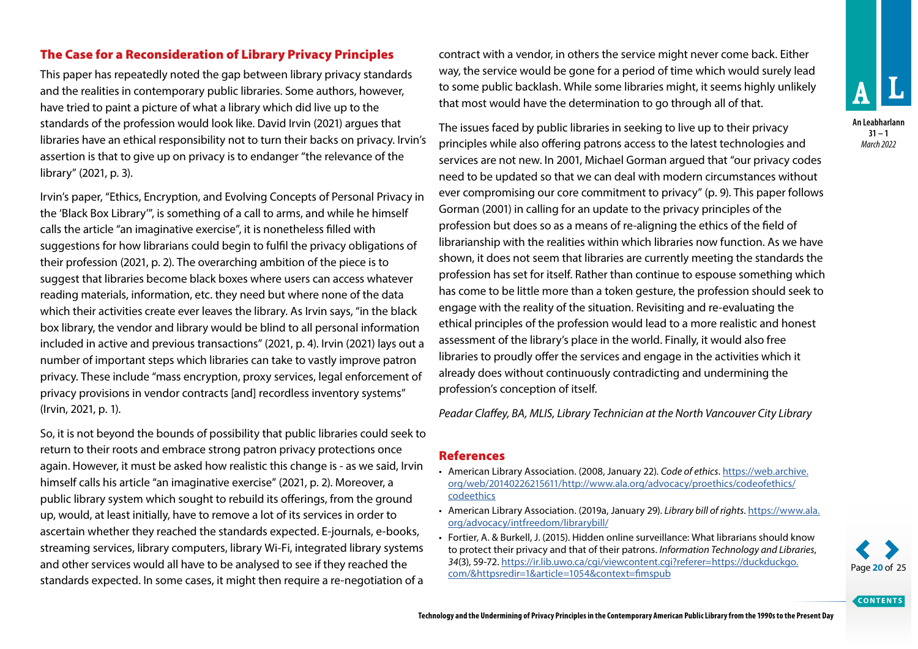## The Case for a Reconsideration of Library Privacy Principles

This paper has repeatedly noted the gap between library privacy standards and the realities in contemporary public libraries. Some authors, however, have tried to paint a picture of what a library which did live up to the standards of the profession would look like. David Irvin (2021) argues that libraries have an ethical responsibility not to turn their backs on privacy. Irvin's assertion is that to give up on privacy is to endanger "the relevance of the library" (2021, p. 3).

Irvin's paper, "Ethics, Encryption, and Evolving Concepts of Personal Privacy in the 'Black Box Library'", is something of a call to arms, and while he himself calls the article "an imaginative exercise", it is nonetheless filled with suggestions for how librarians could begin to fulfil the privacy obligations of their profession (2021, p. 2). The overarching ambition of the piece is to suggest that libraries become black boxes where users can access whatever reading materials, information, etc. they need but where none of the data which their activities create ever leaves the library. As Irvin says, "in the black box library, the vendor and library would be blind to all personal information included in active and previous transactions" (2021, p. 4). Irvin (2021) lays out a number of important steps which libraries can take to vastly improve patron privacy. These include "mass encryption, proxy services, legal enforcement of privacy provisions in vendor contracts [and] recordless inventory systems" (Irvin, 2021, p. 1).

So, it is not beyond the bounds of possibility that public libraries could seek to return to their roots and embrace strong patron privacy protections once again. However, it must be asked how realistic this change is - as we said, Irvin himself calls his article "an imaginative exercise" (2021, p. 2). Moreover, a public library system which sought to rebuild its offerings, from the ground up, would, at least initially, have to remove a lot of its services in order to ascertain whether they reached the standards expected. E-journals, e-books, streaming services, library computers, library Wi-Fi, integrated library systems and other services would all have to be analysed to see if they reached the standards expected. In some cases, it might then require a re-negotiation of a contract with a vendor, in others the service might never come back. Either way, the service would be gone for a period of time which would surely lead to some public backlash. While some libraries might, it seems highly unlikely that most would have the determination to go through all of that.

The issues faced by public libraries in seeking to live up to their privacy principles while also offering patrons access to the latest technologies and services are not new. In 2001, Michael Gorman argued that "our privacy codes need to be updated so that we can deal with modern circumstances without ever compromising our core commitment to privacy" (p. 9). This paper follows Gorman (2001) in calling for an update to the privacy principles of the profession but does so as a means of re-aligning the ethics of the field of librarianship with the realities within which libraries now function. As we have shown, it does not seem that libraries are currently meeting the standards the profession has set for itself. Rather than continue to espouse something which has come to be little more than a token gesture, the profession should seek to engage with the reality of the situation. Revisiting and re-evaluating the ethical principles of the profession would lead to a more realistic and honest assessment of the library's place in the world. Finally, it would also free libraries to proudly offer the services and engage in the activities which it already does without continuously contradicting and undermining the profession's conception of itself.

*Peadar Claffey, BA, MLIS, Library Technician at the North Vancouver City Library*

## References

- American Library Association. (2008, January 22). *Code of ethics*. https://web.archive.org/web/20140226215611/http://www.ala.org/advocacy/proethics/codeofethics/codeethics
- American Library Association. (2019a, January 29). *Library bill of rights*. https://www.ala.org/advocacy/intfreedom/librarybill/
- Fortier, A. & Burkell, J. (2015). Hidden online surveillance: What librarians should know to protect their privacy and that of their patrons. *Information Technology and Libraries*, *34*(3), 59-72. https://ir.lib.uwo.ca/cgi/viewcontent.cgi?referer=https://duckduckgo.com/&httpsredir=1&article=1054&context=fimspub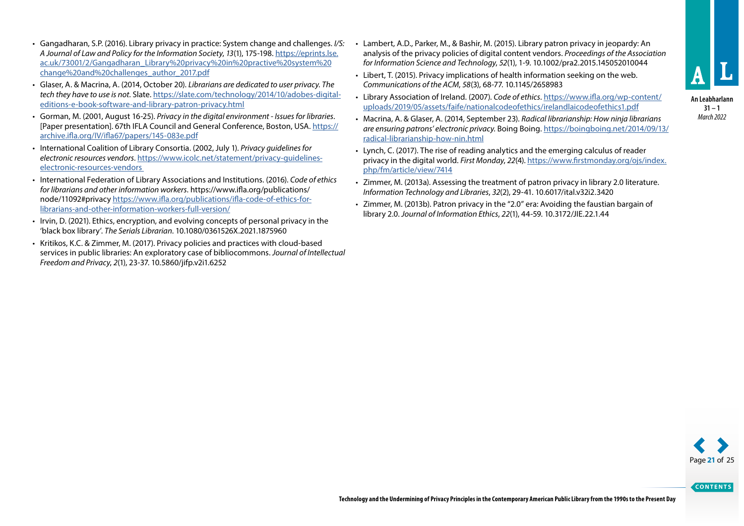- Gangadharan, S.P. (2016). Library privacy in practice: System change and challenges. *I/S: A Journal of Law and Policy for the Information Society*, *13*(1), 175-198. https://eprints.lse.ac.uk/73001/2/Gangadharan_Library%20privacy%20in%20practive%20system%20change%20and%20challenges_author_2017.pdf
- Glaser, A. & Macrina, A. (2014, October 20). *Librarians are dedicated to user privacy. The tech they have to use is not.* Slate. https://slate.com/technology/2014/10/adobes-digital-editions-e-book-software-and-library-patron-privacy.html
- Gorman, M. (2001, August 16-25). *Privacy in the digital environment - Issues for libraries*. [Paper presentation]. 67th IFLA Council and General Conference, Boston, USA. https://archive.ifla.org/IV/ifla67/papers/145-083e.pdf
- International Coalition of Library Consortia. (2002, July 1). *Privacy guidelines for electronic resources vendors*. https://www.icolc.net/statement/privacy-guidelines-electronic-resources-vendors
- International Federation of Library Associations and Institutions. (2016). *Code of ethics for librarians and other information workers*. https://www.ifla.org/publications/node/11092#privacy https://www.ifla.org/publications/ifla-code-of-ethics-for-librarians-and-other-information-workers-full-version/
- Irvin, D. (2021). Ethics, encryption, and evolving concepts of personal privacy in the 'black box library'. *The Serials Librarian*. 10.1080/0361526X.2021.1875960
- Kritikos, K.C. & Zimmer, M. (2017). Privacy policies and practices with cloud-based services in public libraries: An exploratory case of bibliocommons. *Journal of Intellectual Freedom and Privacy*, *2*(1), 23-37. 10.5860/jifp.v2i1.6252
- Lambert, A.D., Parker, M., & Bashir, M. (2015). Library patron privacy in jeopardy: An analysis of the privacy policies of digital content vendors. *Proceedings of the Association for Information Science and Technology*, *52*(1), 1-9. 10.1002/pra2.2015.145052010044
- Libert, T. (2015). Privacy implications of health information seeking on the web. *Communications of the ACM*, *58*(3), 68-77. 10.1145/2658983
- Library Association of Ireland. (2007). *Code of ethics*. https://www.ifla.org/wp-content/uploads/2019/05/assets/faife/nationalcodeofethics/irelandlaicodeofethics1.pdf
- Macrina, A. & Glaser, A. (2014, September 23). *Radical librarianship: How ninja librarians are ensuring patrons' electronic privacy.* Boing Boing. https://boingboing.net/2014/09/13/radical-librarianship-how-nin.html
- Lynch, C. (2017). The rise of reading analytics and the emerging calculus of reader privacy in the digital world. *First Monday*, *22*(4). https://www.firstmonday.org/ojs/index.php/fm/article/view/7414
- Zimmer, M. (2013a). Assessing the treatment of patron privacy in library 2.0 literature. *Information Technology and Libraries*, *32*(2), 29-41. 10.6017/ital.v32i2.3420
- Zimmer, M. (2013b). Patron privacy in the "2.0" era: Avoiding the faustian bargain of library 2.0. *Journal of Information Ethics*, *22*(1), 44-59. 10.3172/JIE.22.1.44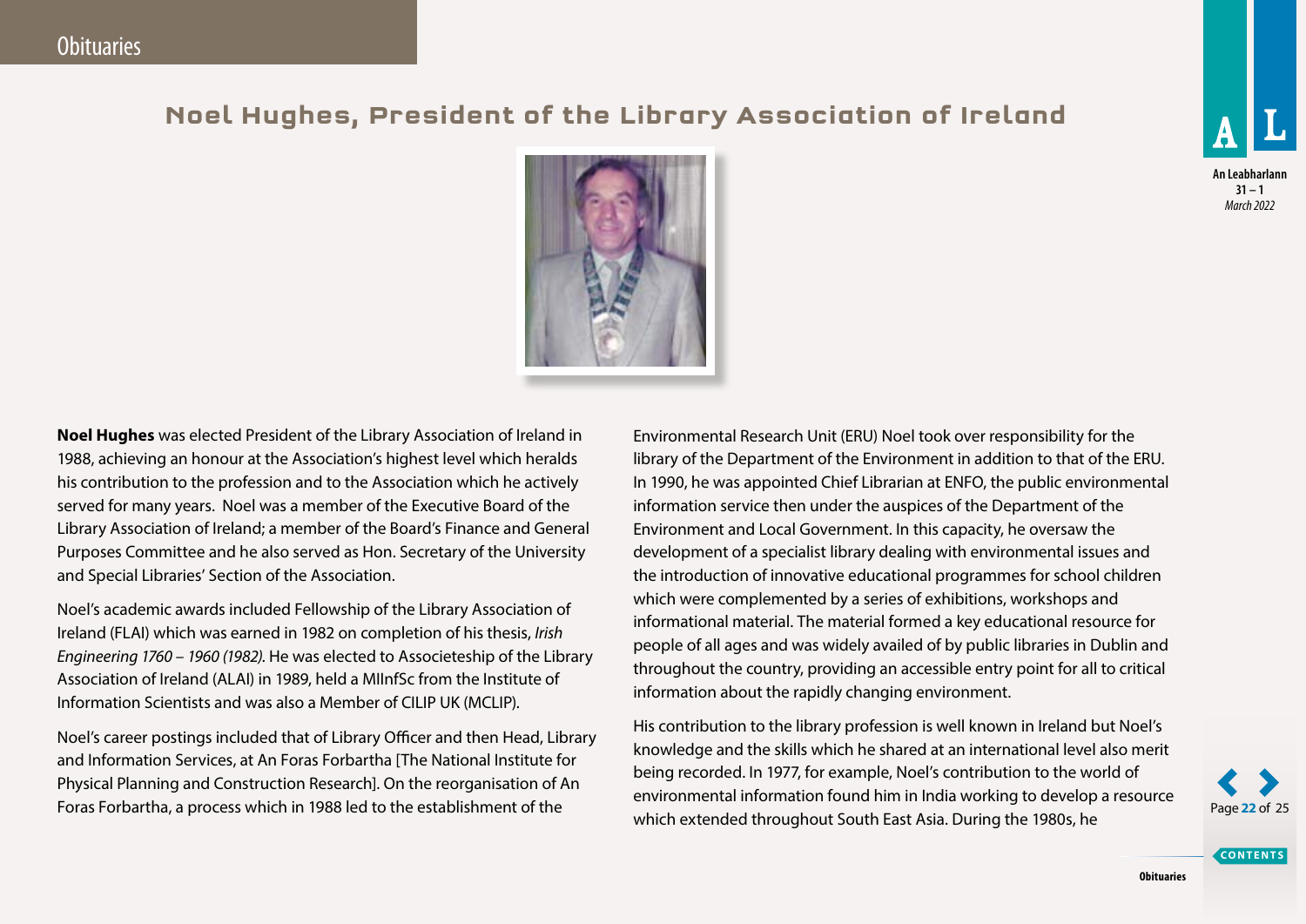## Noel Hughes, President of the Library Association of Ireland

**Noel Hughes** was elected President of the Library Association of Ireland in 1988, achieving an honour at the Association's highest level which heralds his contribution to the profession and to the Association which he actively served for many years. Noel was a member of the Executive Board of the Library Association of Ireland; a member of the Board's Finance and General Purposes Committee and he also served as Hon. Secretary of the University and Special Libraries' Section of the Association.

Noel's academic awards included Fellowship of the Library Association of Ireland (FLAI) which was earned in 1982 on completion of his thesis, *Irish Engineering 1760 – 1960 (1982).* He was elected to Associeteship of the Library Association of Ireland (ALAI) in 1989, held a MIInfSc from the Institute of Information Scientists and was also a Member of CILIP UK (MCLIP).

Noel's career postings included that of Library Officer and then Head, Library and Information Services, at An Foras Forbartha [The National Institute for Physical Planning and Construction Research]. On the reorganisation of An Foras Forbartha, a process which in 1988 led to the establishment of the Environmental Research Unit (ERU) Noel took over responsibility for the library of the Department of the Environment in addition to that of the ERU. In 1990, he was appointed Chief Librarian at ENFO, the public environmental information service then under the auspices of the Department of the Environment and Local Government. In this capacity, he oversaw the development of a specialist library dealing with environmental issues and the introduction of innovative educational programmes for school children which were complemented by a series of exhibitions, workshops and informational material. The material formed a key educational resource for people of all ages and was widely availed of by public libraries in Dublin and throughout the country, providing an accessible entry point for all to critical information about the rapidly changing environment.

His contribution to the library profession is well known in Ireland but Noel's knowledge and the skills which he shared at an international level also merit being recorded. In 1977, for example, Noel's contribution to the world of environmental information found him in India working to develop a resource which extended throughout South East Asia. During the 1980s, he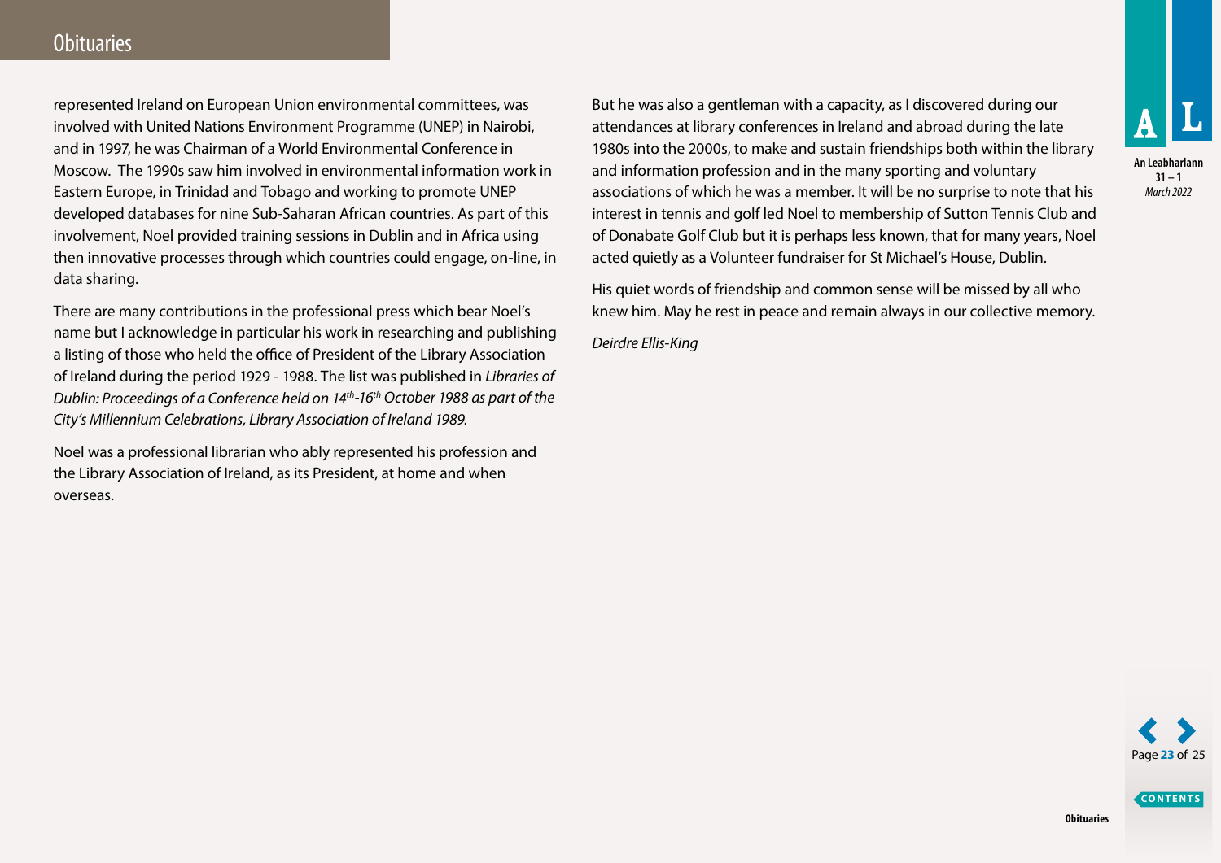represented Ireland on European Union environmental committees, was involved with United Nations Environment Programme (UNEP) in Nairobi, and in 1997, he was Chairman of a World Environmental Conference in Moscow. The 1990s saw him involved in environmental information work in Eastern Europe, in Trinidad and Tobago and working to promote UNEP developed databases for nine Sub-Saharan African countries. As part of this involvement, Noel provided training sessions in Dublin and in Africa using then innovative processes through which countries could engage, on-line, in data sharing.

There are many contributions in the professional press which bear Noel's name but I acknowledge in particular his work in researching and publishing a listing of those who held the office of President of the Library Association of Ireland during the period 1929 - 1988. The list was published in *Libraries of Dublin: Proceedings of a Conference held on 14th-16th October 1988 as part of the City's Millennium Celebrations, Library Association of Ireland 1989.*

Noel was a professional librarian who ably represented his profession and the Library Association of Ireland, as its President, at home and when overseas.

But he was also a gentleman with a capacity, as I discovered during our attendances at library conferences in Ireland and abroad during the late 1980s into the 2000s, to make and sustain friendships both within the library and information profession and in the many sporting and voluntary associations of which he was a member. It will be no surprise to note that his interest in tennis and golf led Noel to membership of Sutton Tennis Club and of Donabate Golf Club but it is perhaps less known, that for many years, Noel acted quietly as a Volunteer fundraiser for St Michael's House, Dublin.

His quiet words of friendship and common sense will be missed by all who knew him. May he rest in peace and remain always in our collective memory.

*Deirdre Ellis-King*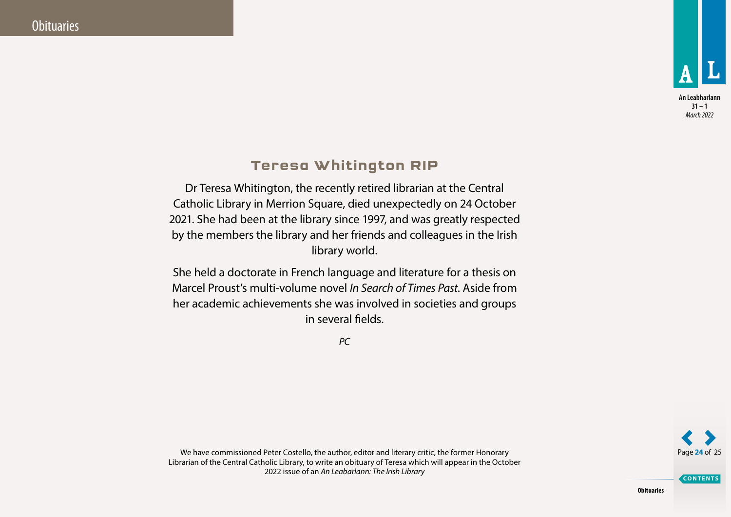## Teresa Whitington RIP

Dr Teresa Whitington, the recently retired librarian at the Central Catholic Library in Merrion Square, died unexpectedly on 24 October 2021. She had been at the library since 1997, and was greatly respected by the members the library and her friends and colleagues in the Irish library world.

She held a doctorate in French language and literature for a thesis on Marcel Proust's multi-volume novel *In Search of Times Past*. Aside from her academic achievements she was involved in societies and groups in several fields.

*PC*

We have commissioned Peter Costello, the author, editor and literary critic, the former Honorary Librarian of the Central Catholic Library, to write an obituary of Teresa which will appear in the October 2022 issue of an *An Leabarlann: The Irish Library*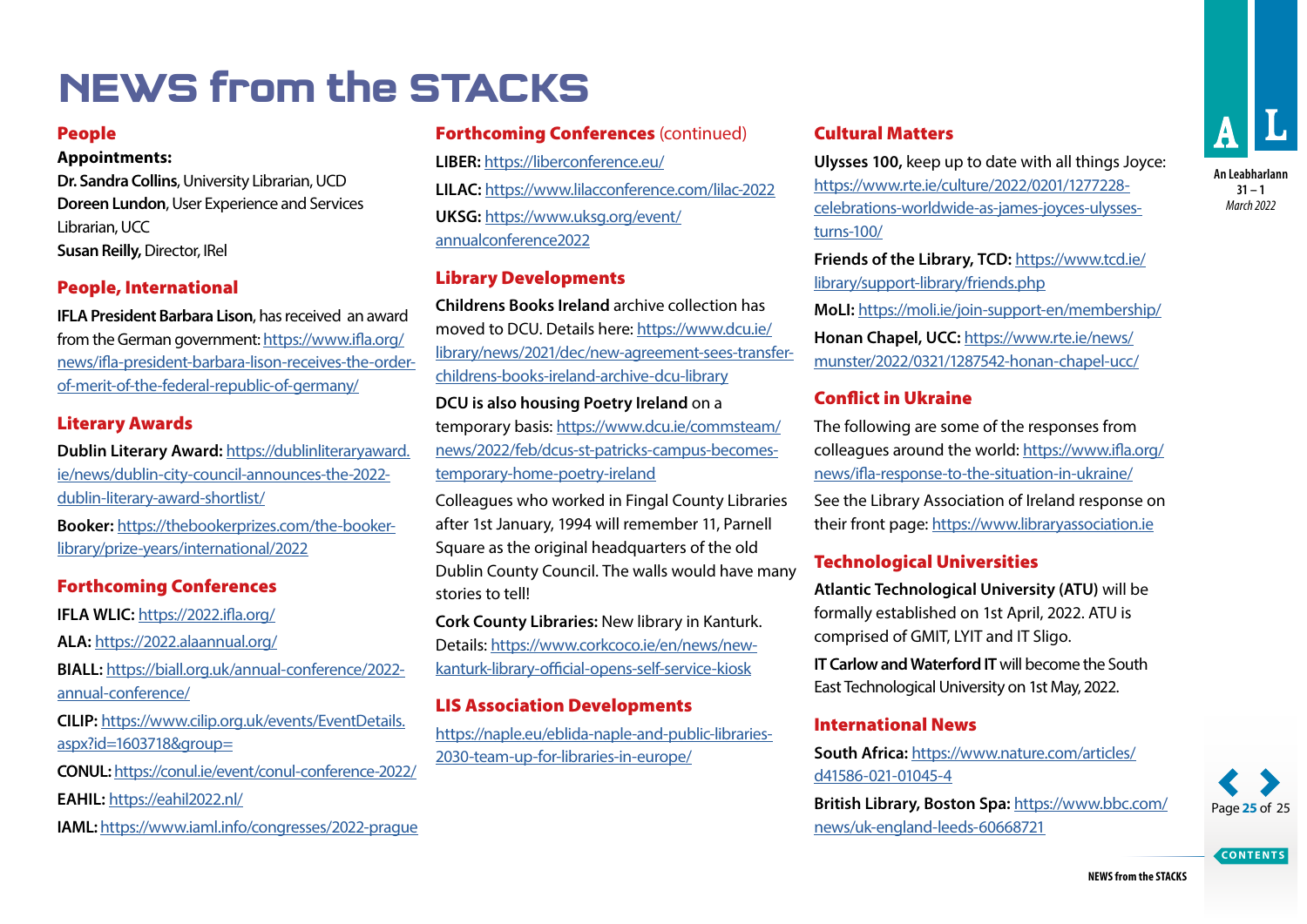# NEWS from the STACKS

## People

**Appointments:**

**Dr. Sandra Collins**, University Librarian, UCD
**Doreen Lundon**, User Experience and Services Librarian, UCC
**Susan Reilly,** Director, IReL

## People, International

**IFLA President Barbara Lison**, has received an award from the German government: https://www.ifla.org/news/ifla-president-barbara-lison-receives-the-order-of-merit-of-the-federal-republic-of-germany/

## Literary Awards

**Dublin Literary Award:** https://dublinliteraryaward.ie/news/dublin-city-council-announces-the-2022-dublin-literary-award-shortlist/

**Booker:** https://thebookerprizes.com/the-booker-library/prize-years/international/2022

## Forthcoming Conferences

**IFLA WLIC:** https://2022.ifla.org/

**ALA:** https://2022.alaannual.org/

**BIALL:** https://biall.org.uk/annual-conference/2022-annual-conference/

**CILIP:** https://www.cilip.org.uk/events/EventDetails.aspx?id=1603718&group=

**CONUL:** https://conul.ie/event/conul-conference-2022/

**EAHIL:** https://eahil2022.nl/

**IAML:** https://www.iaml.info/congresses/2022-prague

## Forthcoming Conferences (continued)

**LIBER:** https://liberconference.eu/

**LILAC:** https://www.lilacconference.com/lilac-2022

**UKSG:** https://www.uksg.org/event/annualconference2022

## Library Developments

**Childrens Books Ireland** archive collection has moved to DCU. Details here: https://www.dcu.ie/library/news/2021/dec/new-agreement-sees-transfer-childrens-books-ireland-archive-dcu-library

**DCU is also housing Poetry Ireland** on a temporary basis: https://www.dcu.ie/commsteam/news/2022/feb/dcus-st-patricks-campus-becomes-temporary-home-poetry-ireland

Colleagues who worked in Fingal County Libraries after 1st January, 1994 will remember 11, Parnell Square as the original headquarters of the old Dublin County Council. The walls would have many stories to tell!

**Cork County Libraries:** New library in Kanturk. Details: https://www.corkcoco.ie/en/news/new-kanturk-library-official-opens-self-service-kiosk

## LIS Association Developments

https://naple.eu/eblida-naple-and-public-libraries-2030-team-up-for-libraries-in-europe/

## Cultural Matters

**Ulysses 100,** keep up to date with all things Joyce: https://www.rte.ie/culture/2022/0201/1277228-celebrations-worldwide-as-james-joyces-ulysses-turns-100/

**Friends of the Library, TCD:** https://www.tcd.ie/library/support-library/friends.php

**MoLI:** https://moli.ie/join-support-en/membership/

**Honan Chapel, UCC:** https://www.rte.ie/news/munster/2022/0321/1287542-honan-chapel-ucc/

## Conflict in Ukraine

The following are some of the responses from colleagues around the world: https://www.ifla.org/news/ifla-response-to-the-situation-in-ukraine/

See the Library Association of Ireland response on their front page: https://www.libraryassociation.ie

## Technological Universities

**Atlantic Technological University (ATU)** will be formally established on 1st April, 2022. ATU is comprised of GMIT, LYIT and IT Sligo.

**IT Carlow and Waterford IT** will become the South East Technological University on 1st May, 2022.

## International News

**South Africa:** https://www.nature.com/articles/d41586-021-01045-4

**British Library, Boston Spa:** https://www.bbc.com/news/uk-england-leeds-60668721